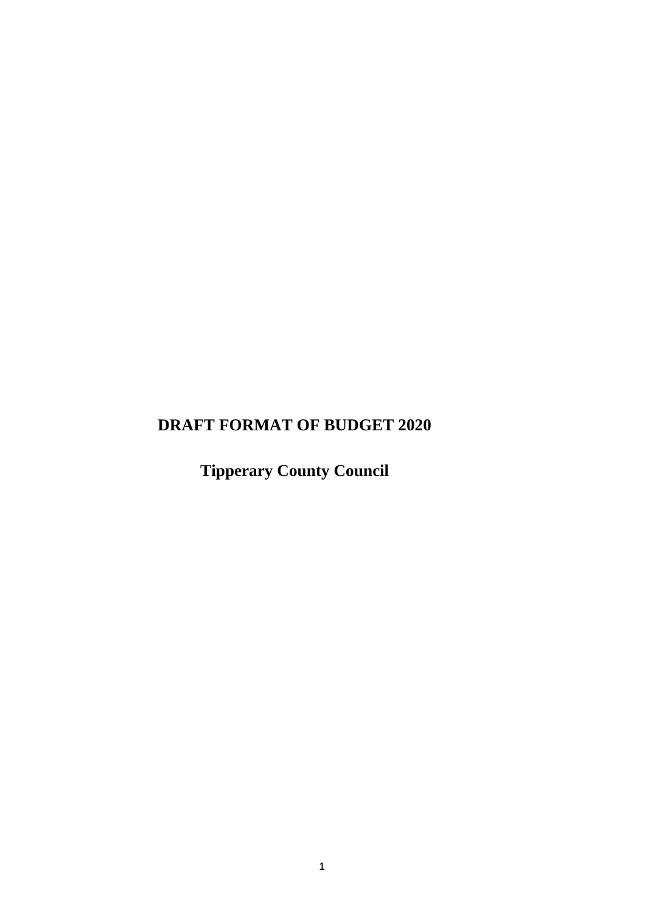# DRAFT FORMAT OF BUDGET 2020

## Tipperary County Council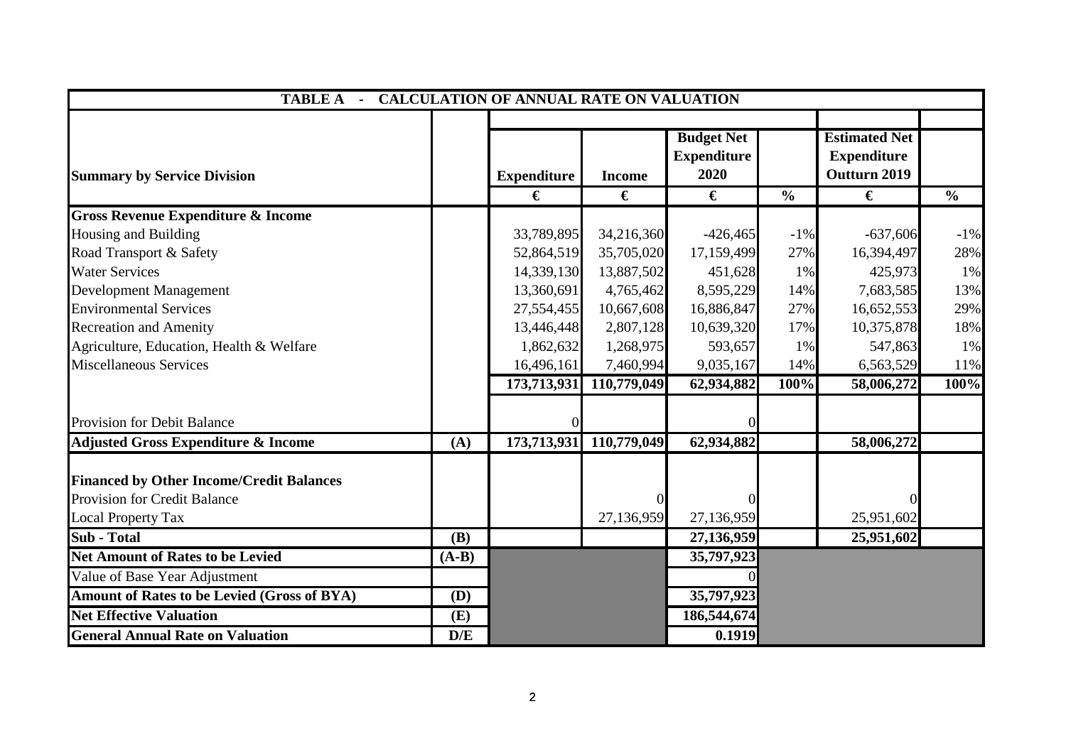| TABLE A - CALCULATION OF ANNUAL RATE ON VALUATION | | | | | | | |
|---|---|---|---|---|---|---|---|
| **Summary by Service Division** | | **Expenditure** | **Income** | **Budget Net Expenditure 2020** | | **Estimated Net Expenditure Outturn 2019** | |
| | | **€** | **€** | **€** | **%** | **€** | **%** |
| **Gross Revenue Expenditure & Income** | | | | | | | |
| Housing and Building | | 33,789,895 | 34,216,360 | -426,465 | -1% | -637,606 | -1% |
| Road Transport & Safety | | 52,864,519 | 35,705,020 | 17,159,499 | 27% | 16,394,497 | 28% |
| Water Services | | 14,339,130 | 13,887,502 | 451,628 | 1% | 425,973 | 1% |
| Development Management | | 13,360,691 | 4,765,462 | 8,595,229 | 14% | 7,683,585 | 13% |
| Environmental Services | | 27,554,455 | 10,667,608 | 16,886,847 | 27% | 16,652,553 | 29% |
| Recreation and Amenity | | 13,446,448 | 2,807,128 | 10,639,320 | 17% | 10,375,878 | 18% |
| Agriculture, Education, Health & Welfare | | 1,862,632 | 1,268,975 | 593,657 | 1% | 547,863 | 1% |
| Miscellaneous Services | | 16,496,161 | 7,460,994 | 9,035,167 | 14% | 6,563,529 | 11% |
| | | **173,713,931** | **110,779,049** | **62,934,882** | **100%** | **58,006,272** | **100%** |
| Provision for Debit Balance | | 0 | | 0 | | | |
| **Adjusted Gross Expenditure & Income** | **(A)** | **173,713,931** | **110,779,049** | **62,934,882** | | **58,006,272** | |
| **Financed by Other Income/Credit Balances** | | | | | | | |
| Provision for Credit Balance | | | 0 | 0 | | 0 | |
| Local Property Tax | | | 27,136,959 | 27,136,959 | | 25,951,602 | |
| **Sub - Total** | **(B)** | | | **27,136,959** | | **25,951,602** | |
| **Net Amount of Rates to be Levied** | **(A-B)** | | | **35,797,923** | | | |
| Value of Base Year Adjustment | | | | 0 | | | |
| **Amount of Rates to be Levied (Gross of BYA)** | **(D)** | | | **35,797,923** | | | |
| **Net Effective Valuation** | **(E)** | | | **186,544,674** | | | |
| **General Annual Rate on Valuation** | **D/E** | | | **0.1919** | | | |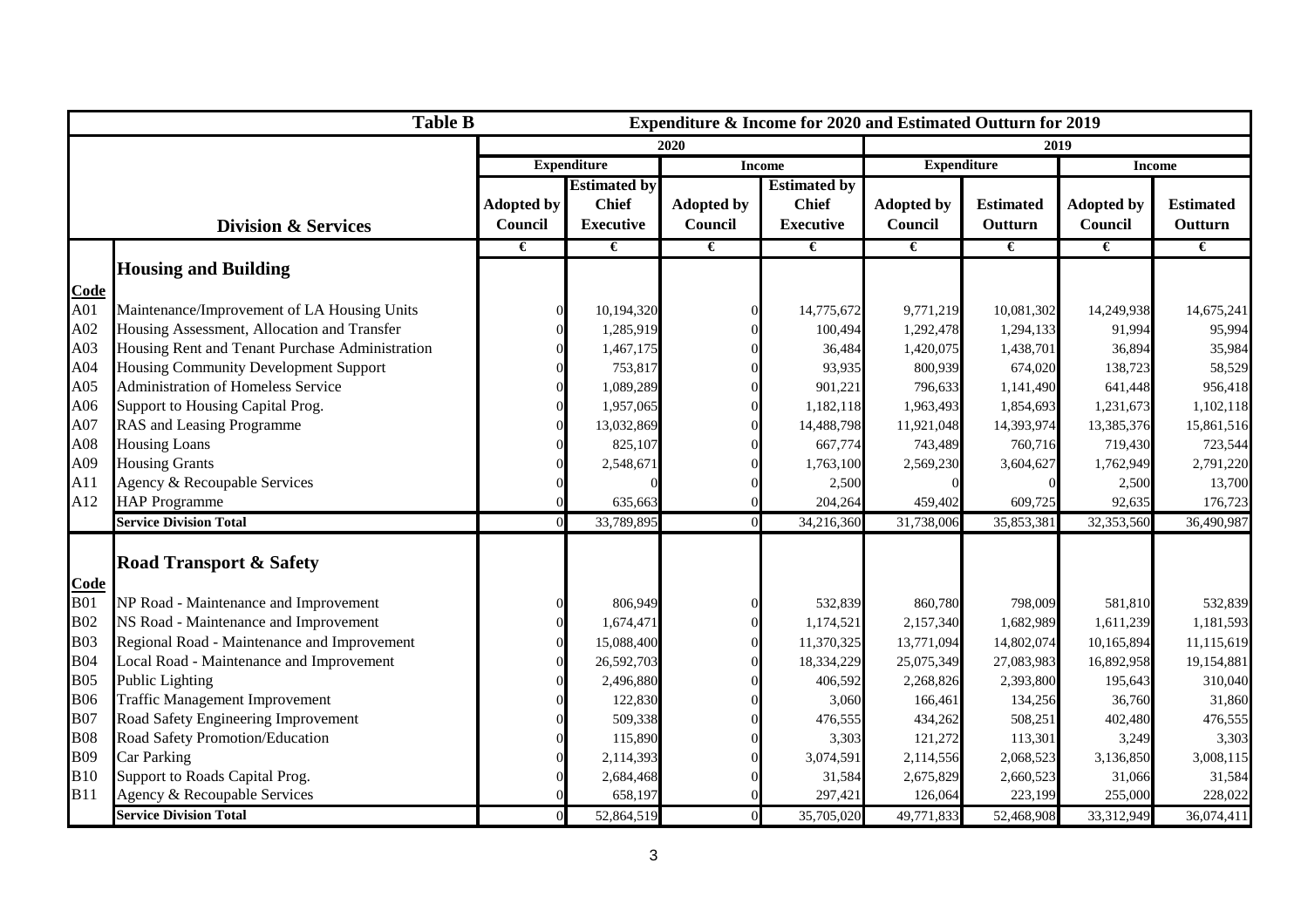| Table B | | Expenditure & Income for 2020 and Estimated Outturn for 2019 | | | | | | | |
|---|---|---|---|---|---|---|---|---|---|
| | | 2020 | | | | 2019 | | | |
| | | Expenditure | | Income | | Expenditure | | Income | |
| | **Division & Services** | Adopted by Council | Estimated by Chief Executive | Adopted by Council | Estimated by Chief Executive | Adopted by Council | Estimated Outturn | Adopted by Council | Estimated Outturn |
| | | € | € | € | € | € | € | € | € |
| | **Housing and Building** | | | | | | | | |
| **Code** | | | | | | | | | |
| A01 | Maintenance/Improvement of LA Housing Units | 0 | 10,194,320 | 0 | 14,775,672 | 9,771,219 | 10,081,302 | 14,249,938 | 14,675,241 |
| A02 | Housing Assessment, Allocation and Transfer | 0 | 1,285,919 | 0 | 100,494 | 1,292,478 | 1,294,133 | 91,994 | 95,994 |
| A03 | Housing Rent and Tenant Purchase Administration | 0 | 1,467,175 | 0 | 36,484 | 1,420,075 | 1,438,701 | 36,894 | 35,984 |
| A04 | Housing Community Development Support | 0 | 753,817 | 0 | 93,935 | 800,939 | 674,020 | 138,723 | 58,529 |
| A05 | Administration of Homeless Service | 0 | 1,089,289 | 0 | 901,221 | 796,633 | 1,141,490 | 641,448 | 956,418 |
| A06 | Support to Housing Capital Prog. | 0 | 1,957,065 | 0 | 1,182,118 | 1,963,493 | 1,854,693 | 1,231,673 | 1,102,118 |
| A07 | RAS and Leasing Programme | 0 | 13,032,869 | 0 | 14,488,798 | 11,921,048 | 14,393,974 | 13,385,376 | 15,861,516 |
| A08 | Housing Loans | 0 | 825,107 | 0 | 667,774 | 743,489 | 760,716 | 719,430 | 723,544 |
| A09 | Housing Grants | 0 | 2,548,671 | 0 | 1,763,100 | 2,569,230 | 3,604,627 | 1,762,949 | 2,791,220 |
| A11 | Agency & Recoupable Services | 0 | 0 | 0 | 2,500 | 0 | 0 | 2,500 | 13,700 |
| A12 | HAP Programme | 0 | 635,663 | 0 | 204,264 | 459,402 | 609,725 | 92,635 | 176,723 |
| | **Service Division Total** | 0 | 33,789,895 | 0 | 34,216,360 | 31,738,006 | 35,853,381 | 32,353,560 | 36,490,987 |
| | **Road Transport & Safety** | | | | | | | | |
| **Code** | | | | | | | | | |
| B01 | NP Road - Maintenance and Improvement | 0 | 806,949 | 0 | 532,839 | 860,780 | 798,009 | 581,810 | 532,839 |
| B02 | NS Road - Maintenance and Improvement | 0 | 1,674,471 | 0 | 1,174,521 | 2,157,340 | 1,682,989 | 1,611,239 | 1,181,593 |
| B03 | Regional Road - Maintenance and Improvement | 0 | 15,088,400 | 0 | 11,370,325 | 13,771,094 | 14,802,074 | 10,165,894 | 11,115,619 |
| B04 | Local Road - Maintenance and Improvement | 0 | 26,592,703 | 0 | 18,334,229 | 25,075,349 | 27,083,983 | 16,892,958 | 19,154,881 |
| B05 | Public Lighting | 0 | 2,496,880 | 0 | 406,592 | 2,268,826 | 2,393,800 | 195,643 | 310,040 |
| B06 | Traffic Management Improvement | 0 | 122,830 | 0 | 3,060 | 166,461 | 134,256 | 36,760 | 31,860 |
| B07 | Road Safety Engineering Improvement | 0 | 509,338 | 0 | 476,555 | 434,262 | 508,251 | 402,480 | 476,555 |
| B08 | Road Safety Promotion/Education | 0 | 115,890 | 0 | 3,303 | 121,272 | 113,301 | 3,249 | 3,303 |
| B09 | Car Parking | 0 | 2,114,393 | 0 | 3,074,591 | 2,114,556 | 2,068,523 | 3,136,850 | 3,008,115 |
| B10 | Support to Roads Capital Prog. | 0 | 2,684,468 | 0 | 31,584 | 2,675,829 | 2,660,523 | 31,066 | 31,584 |
| B11 | Agency & Recoupable Services | 0 | 658,197 | 0 | 297,421 | 126,064 | 223,199 | 255,000 | 228,022 |
| | **Service Division Total** | 0 | 52,864,519 | 0 | 35,705,020 | 49,771,833 | 52,468,908 | 33,312,949 | 36,074,411 |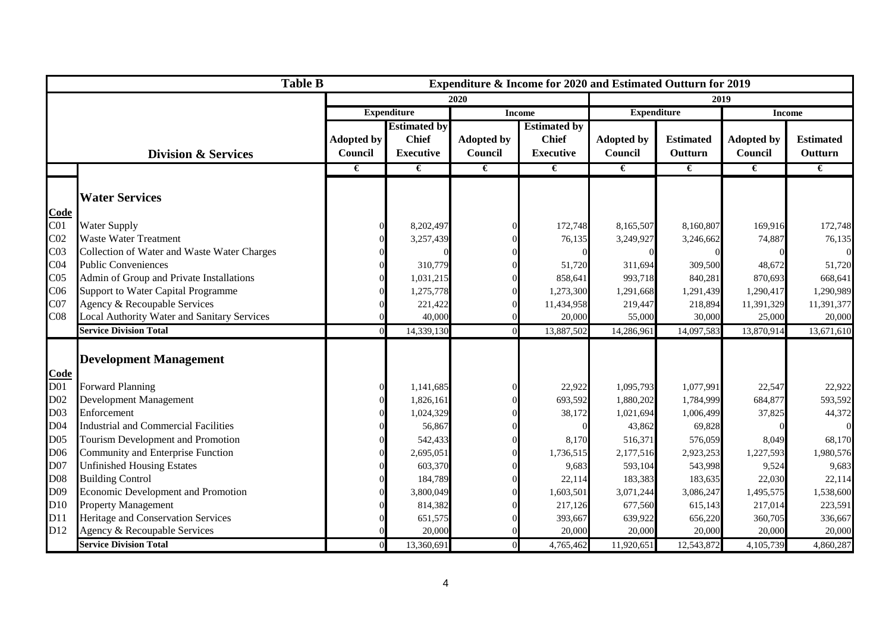| Table B | | Expenditure & Income for 2020 and Estimated Outturn for 2019 | | | | | | | |
|---|---|---|---|---|---|---|---|---|---|
| | | 2020 | | | | 2019 | | | |
| | | Expenditure | | Income | | Expenditure | | Income | |
| | Division & Services | Adopted by Council | Estimated by Chief Executive | Adopted by Council | Estimated by Chief Executive | Adopted by Council | Estimated Outturn | Adopted by Council | Estimated Outturn |
| | | € | € | € | € | € | € | € | € |
| | **Water Services** | | | | | | | | |
| **Code** | | | | | | | | | |
| C01 | Water Supply | 0 | 8,202,497 | 0 | 172,748 | 8,165,507 | 8,160,807 | 169,916 | 172,748 |
| C02 | Waste Water Treatment | 0 | 3,257,439 | 0 | 76,135 | 3,249,927 | 3,246,662 | 74,887 | 76,135 |
| C03 | Collection of Water and Waste Water Charges | 0 | 0 | 0 | 0 | 0 | 0 | 0 | 0 |
| C04 | Public Conveniences | 0 | 310,779 | 0 | 51,720 | 311,694 | 309,500 | 48,672 | 51,720 |
| C05 | Admin of Group and Private Installations | 0 | 1,031,215 | 0 | 858,641 | 993,718 | 840,281 | 870,693 | 668,641 |
| C06 | Support to Water Capital Programme | 0 | 1,275,778 | 0 | 1,273,300 | 1,291,668 | 1,291,439 | 1,290,417 | 1,290,989 |
| C07 | Agency & Recoupable Services | 0 | 221,422 | 0 | 11,434,958 | 219,447 | 218,894 | 11,391,329 | 11,391,377 |
| C08 | Local Authority Water and Sanitary Services | 0 | 40,000 | 0 | 20,000 | 55,000 | 30,000 | 25,000 | 20,000 |
| | **Service Division Total** | 0 | 14,339,130 | 0 | 13,887,502 | 14,286,961 | 14,097,583 | 13,870,914 | 13,671,610 |
| | **Development Management** | | | | | | | | |
| **Code** | | | | | | | | | |
| D01 | Forward Planning | 0 | 1,141,685 | 0 | 22,922 | 1,095,793 | 1,077,991 | 22,547 | 22,922 |
| D02 | Development Management | 0 | 1,826,161 | 0 | 693,592 | 1,880,202 | 1,784,999 | 684,877 | 593,592 |
| D03 | Enforcement | 0 | 1,024,329 | 0 | 38,172 | 1,021,694 | 1,006,499 | 37,825 | 44,372 |
| D04 | Industrial and Commercial Facilities | 0 | 56,867 | 0 | 0 | 43,862 | 69,828 | 0 | 0 |
| D05 | Tourism Development and Promotion | 0 | 542,433 | 0 | 8,170 | 516,371 | 576,059 | 8,049 | 68,170 |
| D06 | Community and Enterprise Function | 0 | 2,695,051 | 0 | 1,736,515 | 2,177,516 | 2,923,253 | 1,227,593 | 1,980,576 |
| D07 | Unfinished Housing Estates | 0 | 603,370 | 0 | 9,683 | 593,104 | 543,998 | 9,524 | 9,683 |
| D08 | Building Control | 0 | 184,789 | 0 | 22,114 | 183,383 | 183,635 | 22,030 | 22,114 |
| D09 | Economic Development and Promotion | 0 | 3,800,049 | 0 | 1,603,501 | 3,071,244 | 3,086,247 | 1,495,575 | 1,538,600 |
| D10 | Property Management | 0 | 814,382 | 0 | 217,126 | 677,560 | 615,143 | 217,014 | 223,591 |
| D11 | Heritage and Conservation Services | 0 | 651,575 | 0 | 393,667 | 639,922 | 656,220 | 360,705 | 336,667 |
| D12 | Agency & Recoupable Services | 0 | 20,000 | 0 | 20,000 | 20,000 | 20,000 | 20,000 | 20,000 |
| | **Service Division Total** | 0 | 13,360,691 | 0 | 4,765,462 | 11,920,651 | 12,543,872 | 4,105,739 | 4,860,287 |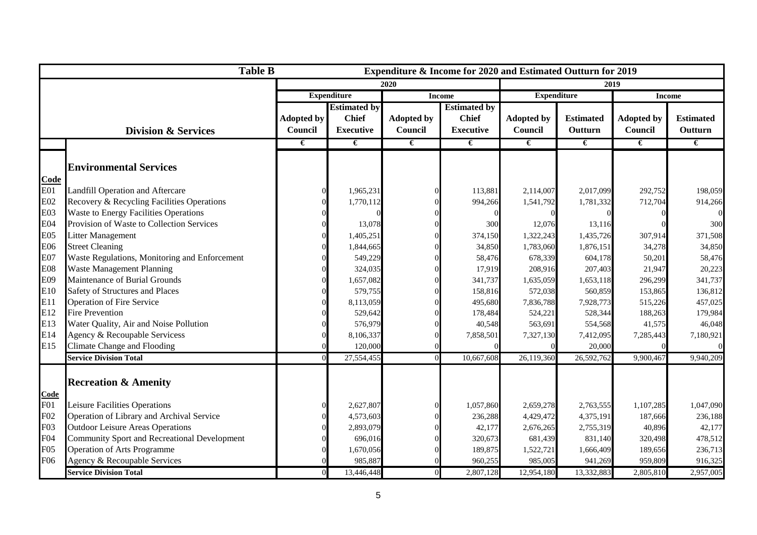| Table B | | Expenditure & Income for 2020 and Estimated Outturn for 2019 | | | | | | | |
|---|---|---|---|---|---|---|---|---|---|
| | | 2020 | | | | 2019 | | | |
| | | Expenditure | | Income | | Expenditure | | Income | |
| | Division & Services | Adopted by Council | Estimated by Chief Executive | Adopted by Council | Estimated by Chief Executive | Adopted by Council | Estimated Outturn | Adopted by Council | Estimated Outturn |
| | | € | € | € | € | € | € | € | € |
| | **Environmental Services** | | | | | | | | |
| **Code** | | | | | | | | | |
| E01 | Landfill Operation and Aftercare | 0 | 1,965,231 | 0 | 113,881 | 2,114,007 | 2,017,099 | 292,752 | 198,059 |
| E02 | Recovery & Recycling Facilities Operations | 0 | 1,770,112 | 0 | 994,266 | 1,541,792 | 1,781,332 | 712,704 | 914,266 |
| E03 | Waste to Energy Facilities Operations | 0 | 0 | 0 | 0 | 0 | 0 | 0 | 0 |
| E04 | Provision of Waste to Collection Services | 0 | 13,078 | 0 | 300 | 12,076 | 13,116 | 0 | 300 |
| E05 | Litter Management | 0 | 1,405,251 | 0 | 374,150 | 1,322,243 | 1,435,726 | 307,914 | 371,508 |
| E06 | Street Cleaning | 0 | 1,844,665 | 0 | 34,850 | 1,783,060 | 1,876,151 | 34,278 | 34,850 |
| E07 | Waste Regulations, Monitoring and Enforcement | 0 | 549,229 | 0 | 58,476 | 678,339 | 604,178 | 50,201 | 58,476 |
| E08 | Waste Management Planning | 0 | 324,035 | 0 | 17,919 | 208,916 | 207,403 | 21,947 | 20,223 |
| E09 | Maintenance of Burial Grounds | 0 | 1,657,082 | 0 | 341,737 | 1,635,059 | 1,653,118 | 296,299 | 341,737 |
| E10 | Safety of Structures and Places | 0 | 579,755 | 0 | 158,816 | 572,038 | 560,859 | 153,865 | 136,812 |
| E11 | Operation of Fire Service | 0 | 8,113,059 | 0 | 495,680 | 7,836,788 | 7,928,773 | 515,226 | 457,025 |
| E12 | Fire Prevention | 0 | 529,642 | 0 | 178,484 | 524,221 | 528,344 | 188,263 | 179,984 |
| E13 | Water Quality, Air and Noise Pollution | 0 | 576,979 | 0 | 40,548 | 563,691 | 554,568 | 41,575 | 46,048 |
| E14 | Agency & Recoupable Servicess | 0 | 8,106,337 | 0 | 7,858,501 | 7,327,130 | 7,412,095 | 7,285,443 | 7,180,921 |
| E15 | Climate Change and Flooding | 0 | 120,000 | 0 | 0 | 0 | 20,000 | 0 | 0 |
| | **Service Division Total** | 0 | 27,554,455 | 0 | 10,667,608 | 26,119,360 | 26,592,762 | 9,900,467 | 9,940,209 |
| | **Recreation & Amenity** | | | | | | | | |
| **Code** | | | | | | | | | |
| F01 | Leisure Facilities Operations | 0 | 2,627,807 | 0 | 1,057,860 | 2,659,278 | 2,763,555 | 1,107,285 | 1,047,090 |
| F02 | Operation of Library and Archival Service | 0 | 4,573,603 | 0 | 236,288 | 4,429,472 | 4,375,191 | 187,666 | 236,188 |
| F03 | Outdoor Leisure Areas Operations | 0 | 2,893,079 | 0 | 42,177 | 2,676,265 | 2,755,319 | 40,896 | 42,177 |
| F04 | Community Sport and Recreational Development | 0 | 696,016 | 0 | 320,673 | 681,439 | 831,140 | 320,498 | 478,512 |
| F05 | Operation of Arts Programme | 0 | 1,670,056 | 0 | 189,875 | 1,522,721 | 1,666,409 | 189,656 | 236,713 |
| F06 | Agency & Recoupable Services | 0 | 985,887 | 0 | 960,255 | 985,005 | 941,269 | 959,809 | 916,325 |
| | **Service Division Total** | 0 | 13,446,448 | 0 | 2,807,128 | 12,954,180 | 13,332,883 | 2,805,810 | 2,957,005 |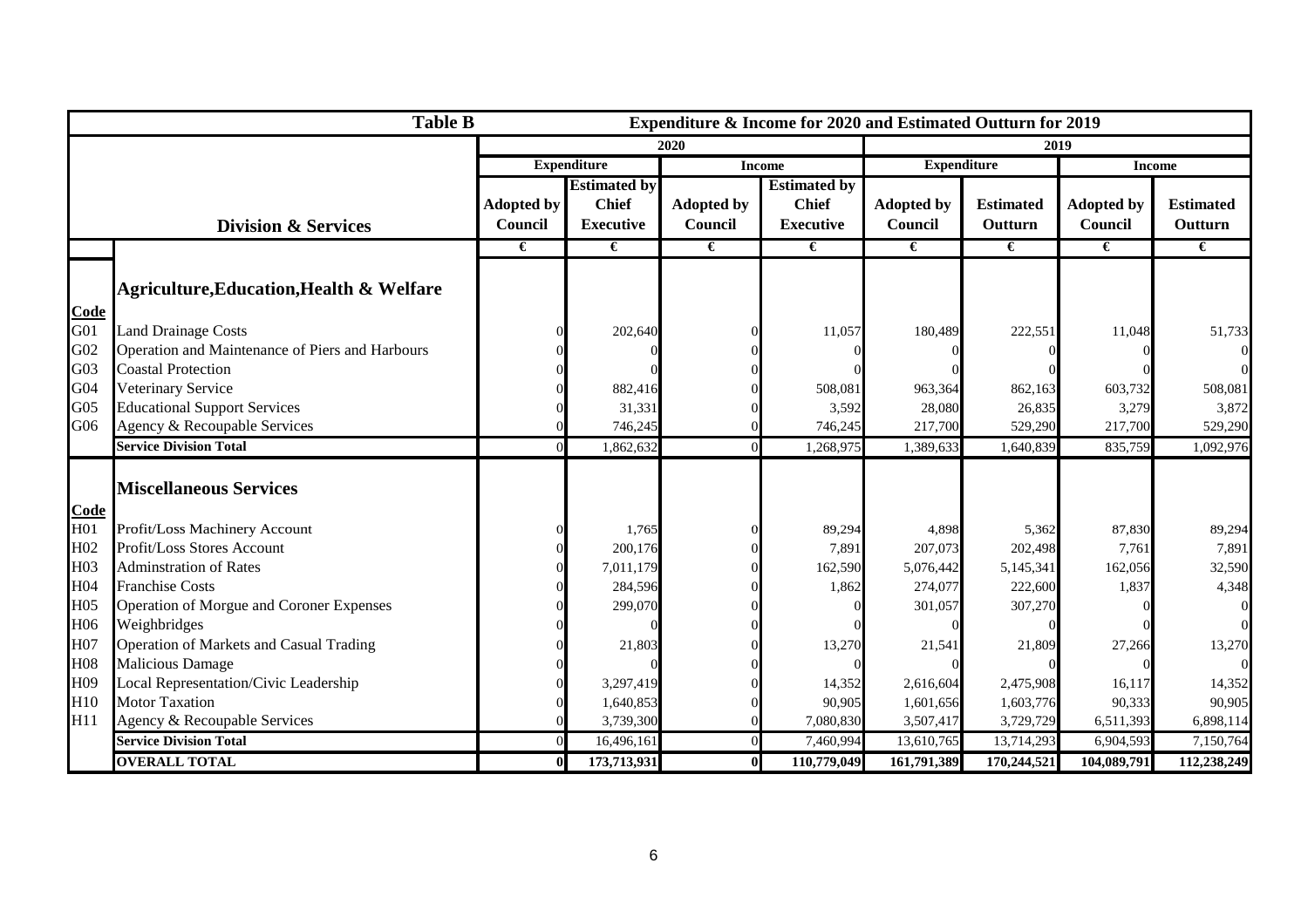| Table B | | Expenditure & Income for 2020 and Estimated Outturn for 2019 | | | | | | | |
|---|---|---|---|---|---|---|---|---|---|
| | | 2020 | | | | 2019 | | | |
| | | Expenditure | | Income | | Expenditure | | Income | |
| Division & Services | | Adopted by Council | Estimated by Chief Executive | Adopted by Council | Estimated by Chief Executive | Adopted by Council | Estimated Outturn | Adopted by Council | Estimated Outturn |
| | | € | € | € | € | € | € | € | € |
| | **Agriculture,Education,Health & Welfare** | | | | | | | | |
| **Code** | | | | | | | | | |
| G01 | Land Drainage Costs | 0 | 202,640 | 0 | 11,057 | 180,489 | 222,551 | 11,048 | 51,733 |
| G02 | Operation and Maintenance of Piers and Harbours | 0 | 0 | 0 | 0 | 0 | 0 | 0 | 0 |
| G03 | Coastal Protection | 0 | 0 | 0 | 0 | 0 | 0 | 0 | 0 |
| G04 | Veterinary Service | 0 | 882,416 | 0 | 508,081 | 963,364 | 862,163 | 603,732 | 508,081 |
| G05 | Educational Support Services | 0 | 31,331 | 0 | 3,592 | 28,080 | 26,835 | 3,279 | 3,872 |
| G06 | Agency & Recoupable Services | 0 | 746,245 | 0 | 746,245 | 217,700 | 529,290 | 217,700 | 529,290 |
| | **Service Division Total** | 0 | 1,862,632 | 0 | 1,268,975 | 1,389,633 | 1,640,839 | 835,759 | 1,092,976 |
| | **Miscellaneous Services** | | | | | | | | |
| **Code** | | | | | | | | | |
| H01 | Profit/Loss Machinery Account | 0 | 1,765 | 0 | 89,294 | 4,898 | 5,362 | 87,830 | 89,294 |
| H02 | Profit/Loss Stores Account | 0 | 200,176 | 0 | 7,891 | 207,073 | 202,498 | 7,761 | 7,891 |
| H03 | Adminstration of Rates | 0 | 7,011,179 | 0 | 162,590 | 5,076,442 | 5,145,341 | 162,056 | 32,590 |
| H04 | Franchise Costs | 0 | 284,596 | 0 | 1,862 | 274,077 | 222,600 | 1,837 | 4,348 |
| H05 | Operation of Morgue and Coroner Expenses | 0 | 299,070 | 0 | 0 | 301,057 | 307,270 | 0 | 0 |
| H06 | Weighbridges | 0 | 0 | 0 | 0 | 0 | 0 | 0 | 0 |
| H07 | Operation of Markets and Casual Trading | 0 | 21,803 | 0 | 13,270 | 21,541 | 21,809 | 27,266 | 13,270 |
| H08 | Malicious Damage | 0 | 0 | 0 | 0 | 0 | 0 | 0 | 0 |
| H09 | Local Representation/Civic Leadership | 0 | 3,297,419 | 0 | 14,352 | 2,616,604 | 2,475,908 | 16,117 | 14,352 |
| H10 | Motor Taxation | 0 | 1,640,853 | 0 | 90,905 | 1,601,656 | 1,603,776 | 90,333 | 90,905 |
| H11 | Agency & Recoupable Services | 0 | 3,739,300 | 0 | 7,080,830 | 3,507,417 | 3,729,729 | 6,511,393 | 6,898,114 |
| | **Service Division Total** | 0 | 16,496,161 | 0 | 7,460,994 | 13,610,765 | 13,714,293 | 6,904,593 | 7,150,764 |
| | **OVERALL TOTAL** | **0** | **173,713,931** | **0** | **110,779,049** | **161,791,389** | **170,244,521** | **104,089,791** | **112,238,249** |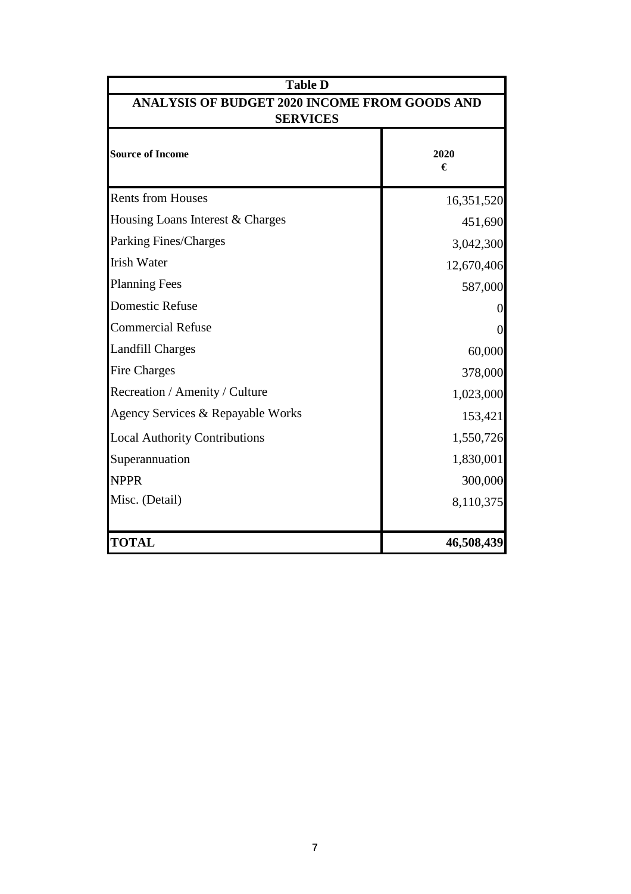## Table D

### ANALYSIS OF BUDGET 2020 INCOME FROM GOODS AND SERVICES

| Source of Income | 2020 € |
|---|---|
| Rents from Houses | 16,351,520 |
| Housing Loans Interest & Charges | 451,690 |
| Parking Fines/Charges | 3,042,300 |
| Irish Water | 12,670,406 |
| Planning Fees | 587,000 |
| Domestic Refuse | 0 |
| Commercial Refuse | 0 |
| Landfill Charges | 60,000 |
| Fire Charges | 378,000 |
| Recreation / Amenity / Culture | 1,023,000 |
| Agency Services & Repayable Works | 153,421 |
| Local Authority Contributions | 1,550,726 |
| Superannuation | 1,830,001 |
| NPPR | 300,000 |
| Misc. (Detail) | 8,110,375 |
| **TOTAL** | **46,508,439** |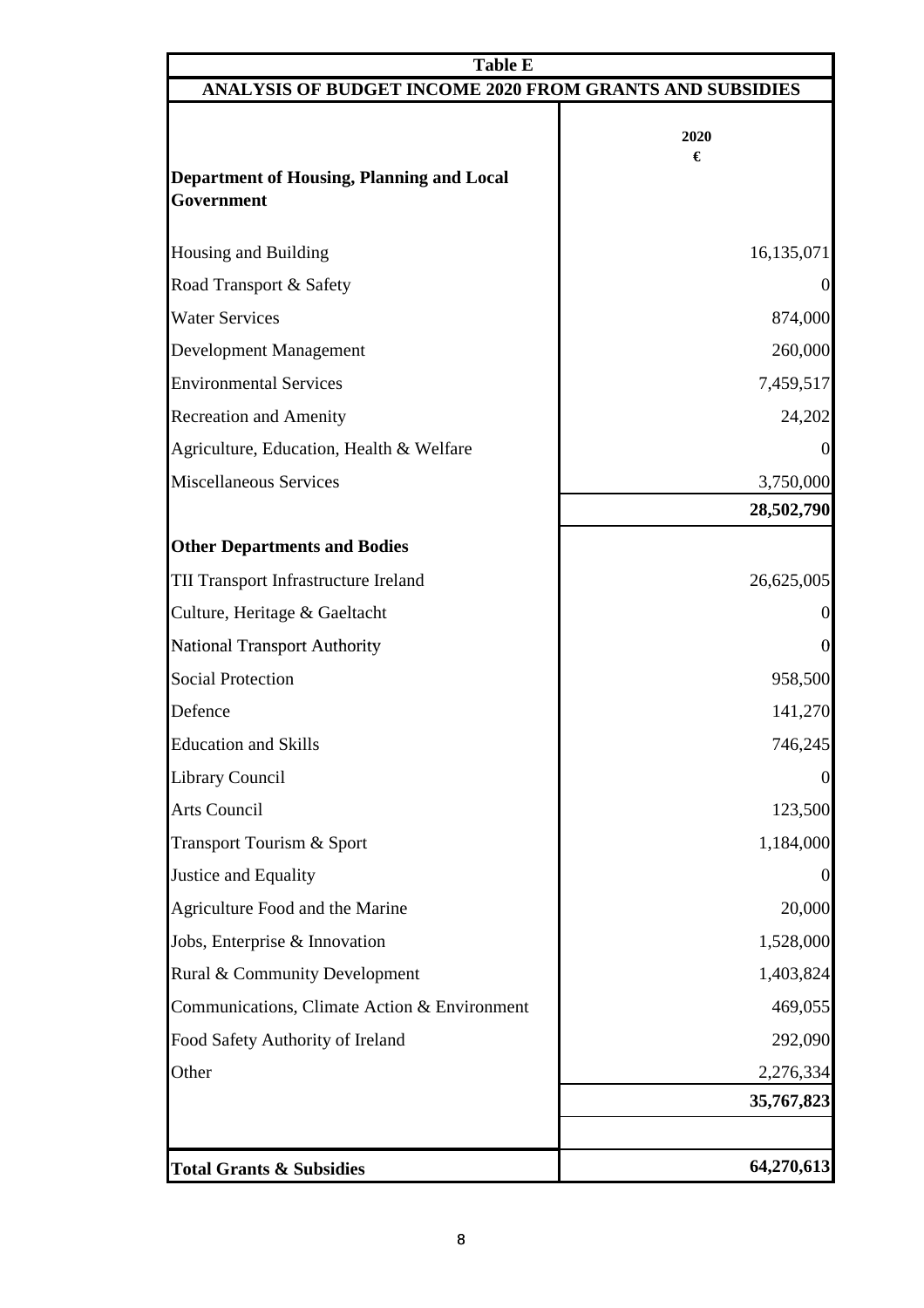| Table E | |
|---|---|
| **ANALYSIS OF BUDGET INCOME 2020 FROM GRANTS AND SUBSIDIES** | |
| | **2020** |
| | **€** |
| **Department of Housing, Planning and Local Government** | |
| Housing and Building | 16,135,071 |
| Road Transport & Safety | 0 |
| Water Services | 874,000 |
| Development Management | 260,000 |
| Environmental Services | 7,459,517 |
| Recreation and Amenity | 24,202 |
| Agriculture, Education, Health & Welfare | 0 |
| Miscellaneous Services | 3,750,000 |
| | **28,502,790** |
| **Other Departments and Bodies** | |
| TII Transport Infrastructure Ireland | 26,625,005 |
| Culture, Heritage & Gaeltacht | 0 |
| National Transport Authority | 0 |
| Social Protection | 958,500 |
| Defence | 141,270 |
| Education and Skills | 746,245 |
| Library Council | 0 |
| Arts Council | 123,500 |
| Transport Tourism & Sport | 1,184,000 |
| Justice and Equality | 0 |
| Agriculture Food and the Marine | 20,000 |
| Jobs, Enterprise & Innovation | 1,528,000 |
| Rural & Community Development | 1,403,824 |
| Communications, Climate Action & Environment | 469,055 |
| Food Safety Authority of Ireland | 292,090 |
| Other | 2,276,334 |
| | **35,767,823** |
| **Total Grants & Subsidies** | **64,270,613** |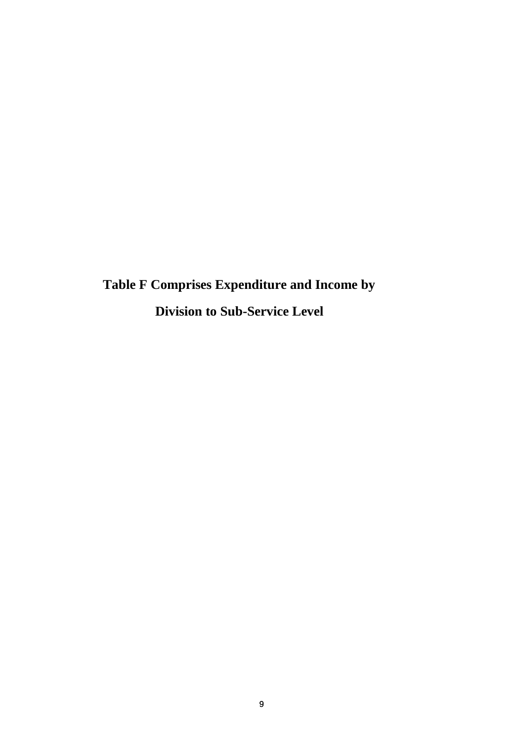# Table F Comprises Expenditure and Income by Division to Sub-Service Level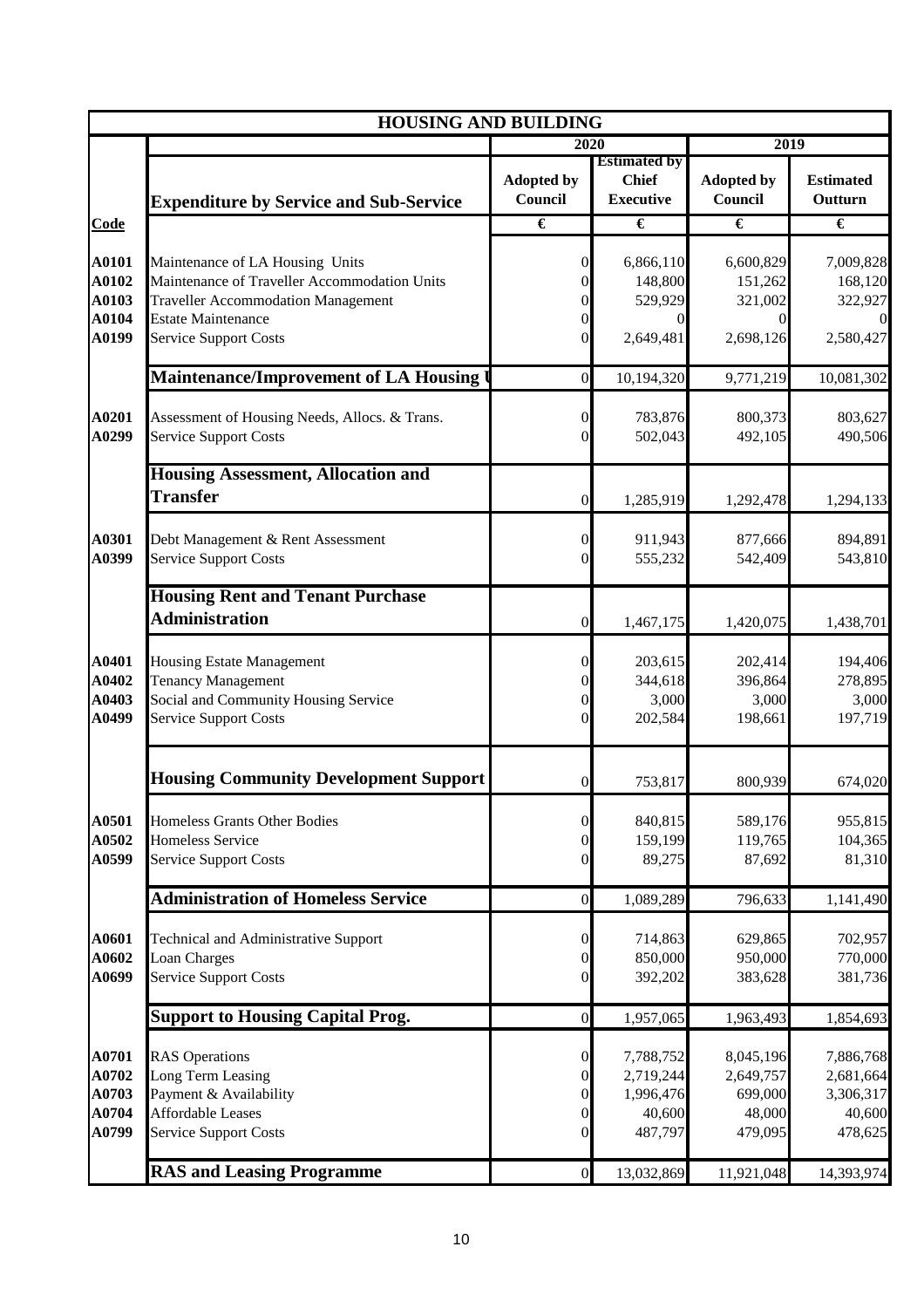# HOUSING AND BUILDING

| Code | Expenditure by Service and Sub-Service | 2020 Adopted by Council € | 2020 Estimated by Chief Executive € | 2019 Adopted by Council € | 2019 Estimated Outturn € |
|---|---|---|---|---|---|
| A0101 | Maintenance of LA Housing Units | 0 | 6,866,110 | 6,600,829 | 7,009,828 |
| A0102 | Maintenance of Traveller Accommodation Units | 0 | 148,800 | 151,262 | 168,120 |
| A0103 | Traveller Accommodation Management | 0 | 529,929 | 321,002 | 322,927 |
| A0104 | Estate Maintenance | 0 | 0 | 0 | 0 |
| A0199 | Service Support Costs | 0 | 2,649,481 | 2,698,126 | 2,580,427 |
| | **Maintenance/Improvement of LA Housing U** | 0 | 10,194,320 | 9,771,219 | 10,081,302 |
| A0201 | Assessment of Housing Needs, Allocs. & Trans. | 0 | 783,876 | 800,373 | 803,627 |
| A0299 | Service Support Costs | 0 | 502,043 | 492,105 | 490,506 |
| | **Housing Assessment, Allocation and Transfer** | 0 | 1,285,919 | 1,292,478 | 1,294,133 |
| A0301 | Debt Management & Rent Assessment | 0 | 911,943 | 877,666 | 894,891 |
| A0399 | Service Support Costs | 0 | 555,232 | 542,409 | 543,810 |
| | **Housing Rent and Tenant Purchase Administration** | 0 | 1,467,175 | 1,420,075 | 1,438,701 |
| A0401 | Housing Estate Management | 0 | 203,615 | 202,414 | 194,406 |
| A0402 | Tenancy Management | 0 | 344,618 | 396,864 | 278,895 |
| A0403 | Social and Community Housing Service | 0 | 3,000 | 3,000 | 3,000 |
| A0499 | Service Support Costs | 0 | 202,584 | 198,661 | 197,719 |
| | **Housing Community Development Support** | 0 | 753,817 | 800,939 | 674,020 |
| A0501 | Homeless Grants Other Bodies | 0 | 840,815 | 589,176 | 955,815 |
| A0502 | Homeless Service | 0 | 159,199 | 119,765 | 104,365 |
| A0599 | Service Support Costs | 0 | 89,275 | 87,692 | 81,310 |
| | **Administration of Homeless Service** | 0 | 1,089,289 | 796,633 | 1,141,490 |
| A0601 | Technical and Administrative Support | 0 | 714,863 | 629,865 | 702,957 |
| A0602 | Loan Charges | 0 | 850,000 | 950,000 | 770,000 |
| A0699 | Service Support Costs | 0 | 392,202 | 383,628 | 381,736 |
| | **Support to Housing Capital Prog.** | 0 | 1,957,065 | 1,963,493 | 1,854,693 |
| A0701 | RAS Operations | 0 | 7,788,752 | 8,045,196 | 7,886,768 |
| A0702 | Long Term Leasing | 0 | 2,719,244 | 2,649,757 | 2,681,664 |
| A0703 | Payment & Availability | 0 | 1,996,476 | 699,000 | 3,306,317 |
| A0704 | Affordable Leases | 0 | 40,600 | 48,000 | 40,600 |
| A0799 | Service Support Costs | 0 | 487,797 | 479,095 | 478,625 |
| | **RAS and Leasing Programme** | 0 | 13,032,869 | 11,921,048 | 14,393,974 |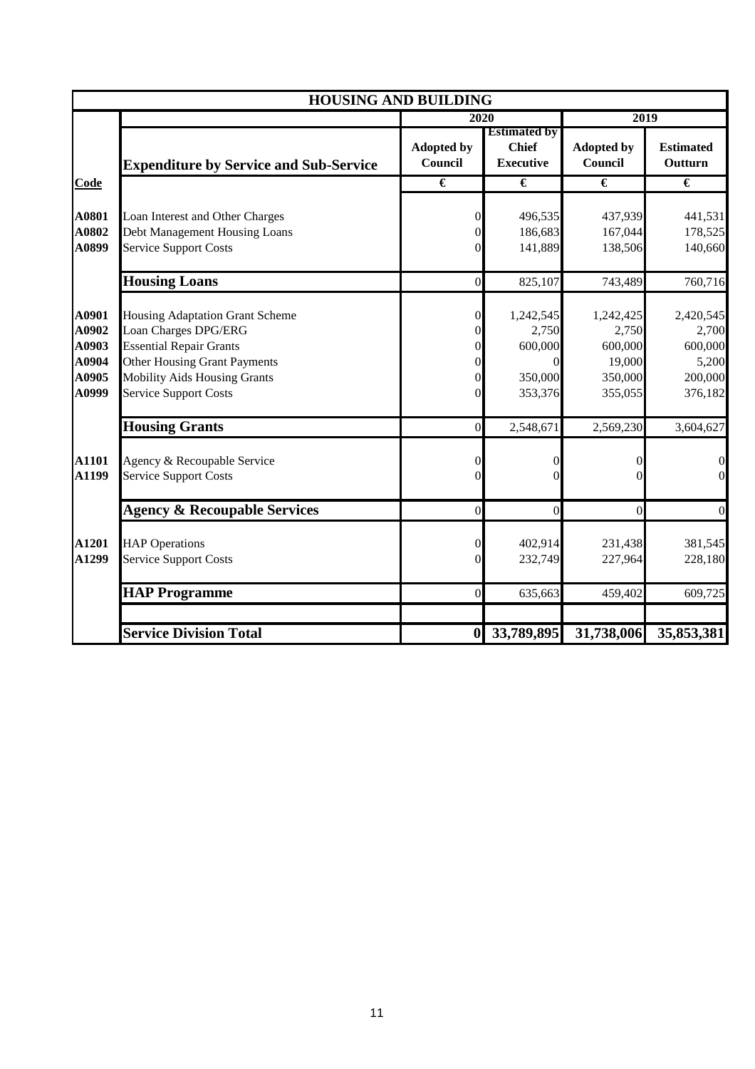# HOUSING AND BUILDING

| Code | Expenditure by Service and Sub-Service | 2020 | | 2019 | |
|---|---|---|---|---|---|
| | | Adopted by Council | Estimated by Chief Executive | Adopted by Council | Estimated Outturn |
| | | € | € | € | € |
| A0801 | Loan Interest and Other Charges | 0 | 496,535 | 437,939 | 441,531 |
| A0802 | Debt Management Housing Loans | 0 | 186,683 | 167,044 | 178,525 |
| A0899 | Service Support Costs | 0 | 141,889 | 138,506 | 140,660 |
| | **Housing Loans** | 0 | 825,107 | 743,489 | 760,716 |
| A0901 | Housing Adaptation Grant Scheme | 0 | 1,242,545 | 1,242,425 | 2,420,545 |
| A0902 | Loan Charges DPG/ERG | 0 | 2,750 | 2,750 | 2,700 |
| A0903 | Essential Repair Grants | 0 | 600,000 | 600,000 | 600,000 |
| A0904 | Other Housing Grant Payments | 0 | 0 | 19,000 | 5,200 |
| A0905 | Mobility Aids Housing Grants | 0 | 350,000 | 350,000 | 200,000 |
| A0999 | Service Support Costs | 0 | 353,376 | 355,055 | 376,182 |
| | **Housing Grants** | 0 | 2,548,671 | 2,569,230 | 3,604,627 |
| A1101 | Agency & Recoupable Service | 0 | 0 | 0 | 0 |
| A1199 | Service Support Costs | 0 | 0 | 0 | 0 |
| | **Agency & Recoupable Services** | 0 | 0 | 0 | 0 |
| A1201 | HAP Operations | 0 | 402,914 | 231,438 | 381,545 |
| A1299 | Service Support Costs | 0 | 232,749 | 227,964 | 228,180 |
| | **HAP Programme** | 0 | 635,663 | 459,402 | 609,725 |
| | **Service Division Total** | **0** | **33,789,895** | **31,738,006** | **35,853,381** |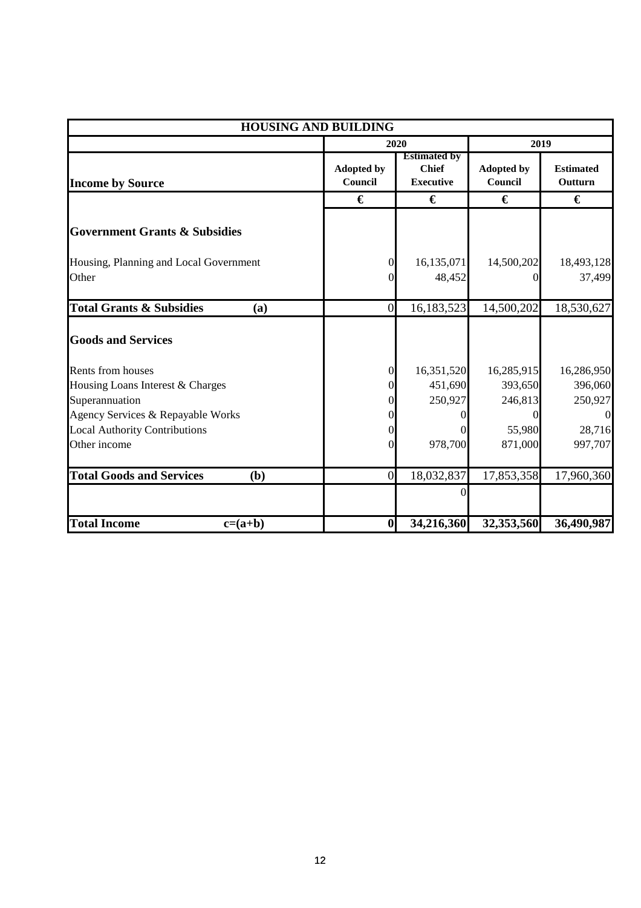| HOUSING AND BUILDING | | | | |
|---|---|---|---|---|
| | 2020 | | 2019 | |
| **Income by Source** | **Adopted by Council** | **Estimated by Chief Executive** | **Adopted by Council** | **Estimated Outturn** |
| | **€** | **€** | **€** | **€** |
| **Government Grants & Subsidies** | | | | |
| Housing, Planning and Local Government | 0 | 16,135,071 | 14,500,202 | 18,493,128 |
| Other | 0 | 48,452 | 0 | 37,499 |
| **Total Grants & Subsidies (a)** | 0 | 16,183,523 | 14,500,202 | 18,530,627 |
| **Goods and Services** | | | | |
| Rents from houses | 0 | 16,351,520 | 16,285,915 | 16,286,950 |
| Housing Loans Interest & Charges | 0 | 451,690 | 393,650 | 396,060 |
| Superannuation | 0 | 250,927 | 246,813 | 250,927 |
| Agency Services & Repayable Works | 0 | 0 | 0 | 0 |
| Local Authority Contributions | 0 | 0 | 55,980 | 28,716 |
| Other income | 0 | 978,700 | 871,000 | 997,707 |
| **Total Goods and Services (b)** | 0 | 18,032,837 | 17,853,358 | 17,960,360 |
| | | 0 | | |
| **Total Income c=(a+b)** | **0** | **34,216,360** | **32,353,560** | **36,490,987** |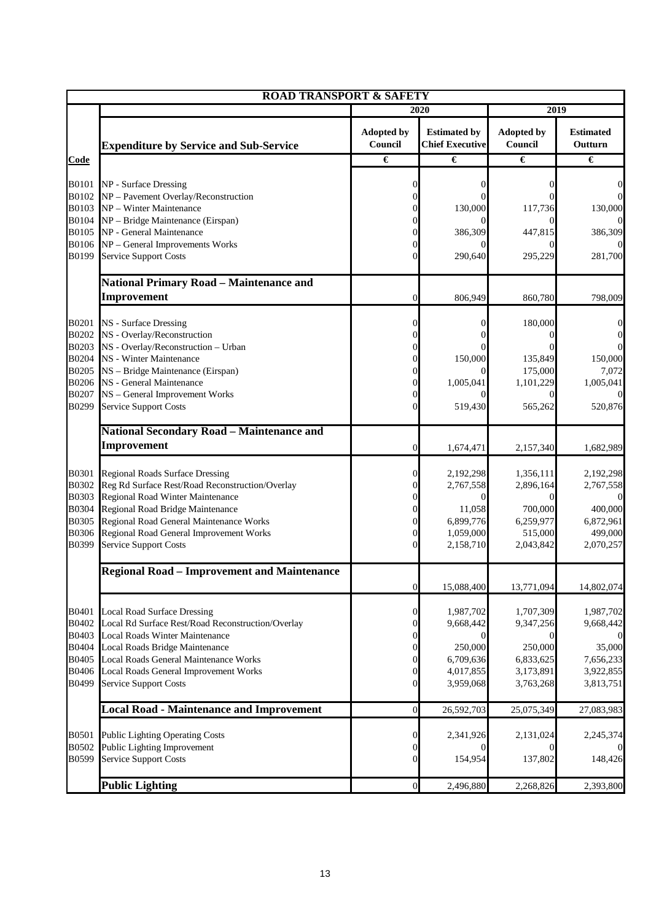| **ROAD TRANSPORT & SAFETY** | | | | | |
|---|---|---|---|---|---|
| | | **2020** | | **2019** | |
| | **Expenditure by Service and Sub-Service** | **Adopted by Council** | **Estimated by Chief Executive** | **Adopted by Council** | **Estimated Outturn** |
| **Code** | | **€** | **€** | **€** | **€** |
| B0101 | NP - Surface Dressing | 0 | 0 | 0 | 0 |
| B0102 | NP – Pavement Overlay/Reconstruction | 0 | 0 | 0 | 0 |
| B0103 | NP – Winter Maintenance | 0 | 130,000 | 117,736 | 130,000 |
| B0104 | NP – Bridge Maintenance (Eirspan) | 0 | 0 | 0 | 0 |
| B0105 | NP - General Maintenance | 0 | 386,309 | 447,815 | 386,309 |
| B0106 | NP – General Improvements Works | 0 | 0 | 0 | 0 |
| B0199 | Service Support Costs | 0 | 290,640 | 295,229 | 281,700 |
| | **National Primary Road – Maintenance and Improvement** | 0 | 806,949 | 860,780 | 798,009 |
| B0201 | NS - Surface Dressing | 0 | 0 | 180,000 | 0 |
| B0202 | NS - Overlay/Reconstruction | 0 | 0 | 0 | 0 |
| B0203 | NS - Overlay/Reconstruction – Urban | 0 | 0 | 0 | 0 |
| B0204 | NS - Winter Maintenance | 0 | 150,000 | 135,849 | 150,000 |
| B0205 | NS – Bridge Maintenance (Eirspan) | 0 | 0 | 175,000 | 7,072 |
| B0206 | NS - General Maintenance | 0 | 1,005,041 | 1,101,229 | 1,005,041 |
| B0207 | NS – General Improvement Works | 0 | 0 | 0 | 0 |
| B0299 | Service Support Costs | 0 | 519,430 | 565,262 | 520,876 |
| | **National Secondary Road – Maintenance and Improvement** | 0 | 1,674,471 | 2,157,340 | 1,682,989 |
| B0301 | Regional Roads Surface Dressing | 0 | 2,192,298 | 1,356,111 | 2,192,298 |
| B0302 | Reg Rd Surface Rest/Road Reconstruction/Overlay | 0 | 2,767,558 | 2,896,164 | 2,767,558 |
| B0303 | Regional Road Winter Maintenance | 0 | 0 | 0 | 0 |
| B0304 | Regional Road Bridge Maintenance | 0 | 11,058 | 700,000 | 400,000 |
| B0305 | Regional Road General Maintenance Works | 0 | 6,899,776 | 6,259,977 | 6,872,961 |
| B0306 | Regional Road General Improvement Works | 0 | 1,059,000 | 515,000 | 499,000 |
| B0399 | Service Support Costs | 0 | 2,158,710 | 2,043,842 | 2,070,257 |
| | **Regional Road – Improvement and Maintenance** | 0 | 15,088,400 | 13,771,094 | 14,802,074 |
| B0401 | Local Road Surface Dressing | 0 | 1,987,702 | 1,707,309 | 1,987,702 |
| B0402 | Local Rd Surface Rest/Road Reconstruction/Overlay | 0 | 9,668,442 | 9,347,256 | 9,668,442 |
| B0403 | Local Roads Winter Maintenance | 0 | 0 | 0 | 0 |
| B0404 | Local Roads Bridge Maintenance | 0 | 250,000 | 250,000 | 35,000 |
| B0405 | Local Roads General Maintenance Works | 0 | 6,709,636 | 6,833,625 | 7,656,233 |
| B0406 | Local Roads General Improvement Works | 0 | 4,017,855 | 3,173,891 | 3,922,855 |
| B0499 | Service Support Costs | 0 | 3,959,068 | 3,763,268 | 3,813,751 |
| | **Local Road - Maintenance and Improvement** | 0 | 26,592,703 | 25,075,349 | 27,083,983 |
| B0501 | Public Lighting Operating Costs | 0 | 2,341,926 | 2,131,024 | 2,245,374 |
| B0502 | Public Lighting Improvement | 0 | 0 | 0 | 0 |
| B0599 | Service Support Costs | 0 | 154,954 | 137,802 | 148,426 |
| | **Public Lighting** | 0 | 2,496,880 | 2,268,826 | 2,393,800 |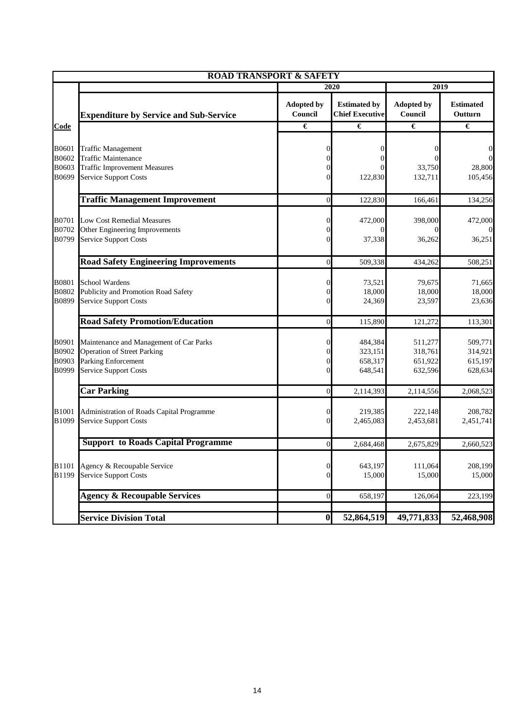| ROAD TRANSPORT & SAFETY | | | | | |
|---|---|---|---|---|---|
| | | 2020 | | 2019 | |
| | **Expenditure by Service and Sub-Service** | **Adopted by Council** | **Estimated by Chief Executive** | **Adopted by Council** | **Estimated Outturn** |
| **Code** | | **€** | **€** | **€** | **€** |
| B0601 | Traffic Management | 0 | 0 | 0 | 0 |
| B0602 | Traffic Maintenance | 0 | 0 | 0 | 0 |
| B0603 | Traffic Improvement Measures | 0 | 0 | 33,750 | 28,800 |
| B0699 | Service Support Costs | 0 | 122,830 | 132,711 | 105,456 |
| | **Traffic Management Improvement** | 0 | 122,830 | 166,461 | 134,256 |
| B0701 | Low Cost Remedial Measures | 0 | 472,000 | 398,000 | 472,000 |
| B0702 | Other Engineering Improvements | 0 | 0 | 0 | 0 |
| B0799 | Service Support Costs | 0 | 37,338 | 36,262 | 36,251 |
| | **Road Safety Engineering Improvements** | 0 | 509,338 | 434,262 | 508,251 |
| B0801 | School Wardens | 0 | 73,521 | 79,675 | 71,665 |
| B0802 | Publicity and Promotion Road Safety | 0 | 18,000 | 18,000 | 18,000 |
| B0899 | Service Support Costs | 0 | 24,369 | 23,597 | 23,636 |
| | **Road Safety Promotion/Education** | 0 | 115,890 | 121,272 | 113,301 |
| B0901 | Maintenance and Management of Car Parks | 0 | 484,384 | 511,277 | 509,771 |
| B0902 | Operation of Street Parking | 0 | 323,151 | 318,761 | 314,921 |
| B0903 | Parking Enforcement | 0 | 658,317 | 651,922 | 615,197 |
| B0999 | Service Support Costs | 0 | 648,541 | 632,596 | 628,634 |
| | **Car Parking** | 0 | 2,114,393 | 2,114,556 | 2,068,523 |
| B1001 | Administration of Roads Capital Programme | 0 | 219,385 | 222,148 | 208,782 |
| B1099 | Service Support Costs | 0 | 2,465,083 | 2,453,681 | 2,451,741 |
| | **Support to Roads Capital Programme** | 0 | 2,684,468 | 2,675,829 | 2,660,523 |
| B1101 | Agency & Recoupable Service | 0 | 643,197 | 111,064 | 208,199 |
| B1199 | Service Support Costs | 0 | 15,000 | 15,000 | 15,000 |
| | **Agency & Recoupable Services** | 0 | 658,197 | 126,064 | 223,199 |
| | **Service Division Total** | **0** | **52,864,519** | **49,771,833** | **52,468,908** |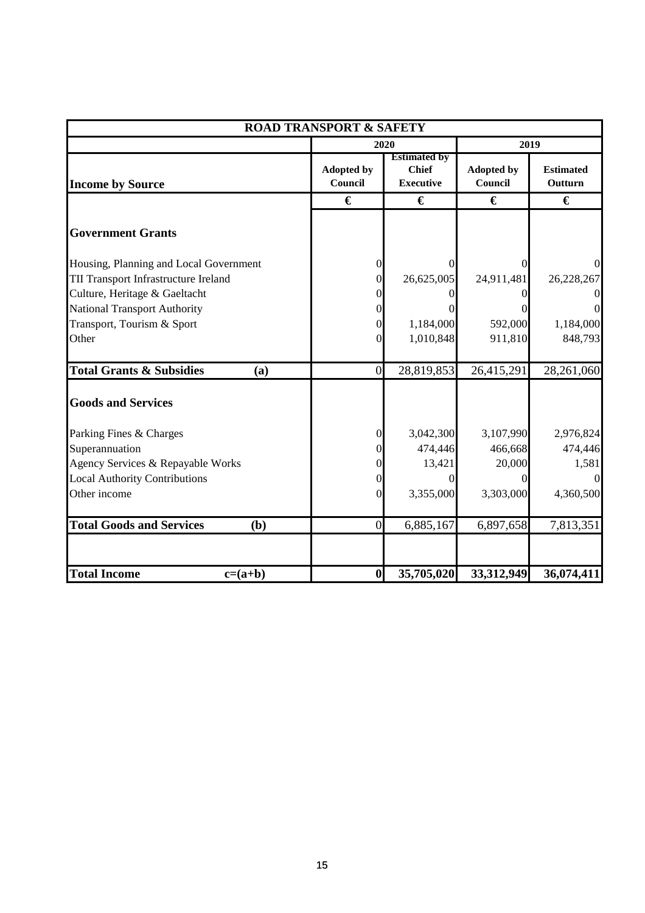| ROAD TRANSPORT & SAFETY | | | | |
|---|---|---|---|---|
| | 2020 | | 2019 | |
| **Income by Source** | **Adopted by Council** | **Estimated by Chief Executive** | **Adopted by Council** | **Estimated Outturn** |
| | **€** | **€** | **€** | **€** |
| **Government Grants** | | | | |
| Housing, Planning and Local Government | 0 | 0 | 0 | 0 |
| TII Transport Infrastructure Ireland | 0 | 26,625,005 | 24,911,481 | 26,228,267 |
| Culture, Heritage & Gaeltacht | 0 | 0 | 0 | 0 |
| National Transport Authority | 0 | 0 | 0 | 0 |
| Transport, Tourism & Sport | 0 | 1,184,000 | 592,000 | 1,184,000 |
| Other | 0 | 1,010,848 | 911,810 | 848,793 |
| **Total Grants & Subsidies (a)** | 0 | 28,819,853 | 26,415,291 | 28,261,060 |
| **Goods and Services** | | | | |
| Parking Fines & Charges | 0 | 3,042,300 | 3,107,990 | 2,976,824 |
| Superannuation | 0 | 474,446 | 466,668 | 474,446 |
| Agency Services & Repayable Works | 0 | 13,421 | 20,000 | 1,581 |
| Local Authority Contributions | 0 | 0 | 0 | 0 |
| Other income | 0 | 3,355,000 | 3,303,000 | 4,360,500 |
| **Total Goods and Services (b)** | 0 | 6,885,167 | 6,897,658 | 7,813,351 |
| **Total Income c=(a+b)** | **0** | **35,705,020** | **33,312,949** | **36,074,411** |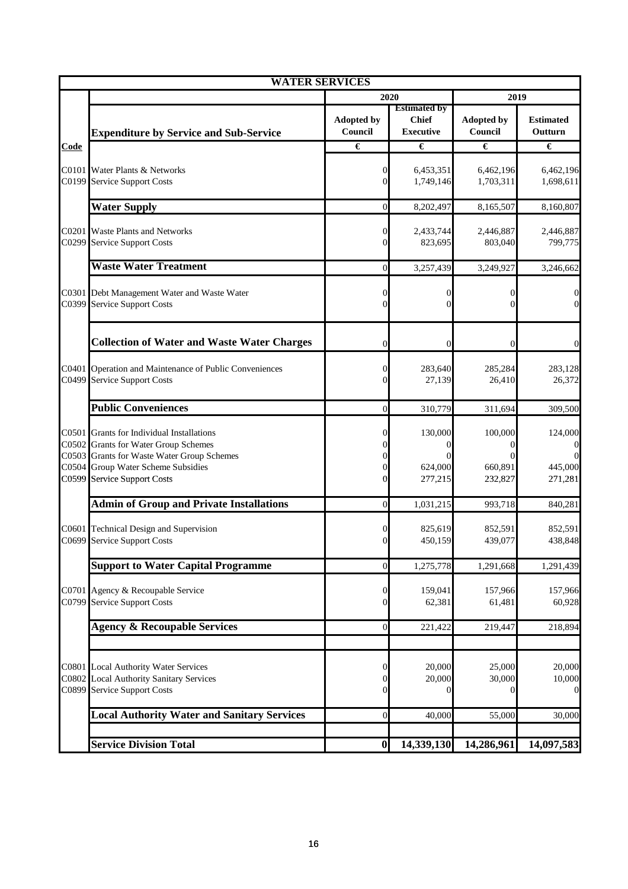| WATER SERVICES | | | | | |
|---|---|---|---|---|---|
| | | 2020 | | 2019 | |
| | **Expenditure by Service and Sub-Service** | **Adopted by Council** | **Estimated by Chief Executive** | **Adopted by Council** | **Estimated Outturn** |
| **Code** | | **€** | **€** | **€** | **€** |
| C0101 | Water Plants & Networks | 0 | 6,453,351 | 6,462,196 | 6,462,196 |
| C0199 | Service Support Costs | 0 | 1,749,146 | 1,703,311 | 1,698,611 |
| | **Water Supply** | 0 | 8,202,497 | 8,165,507 | 8,160,807 |
| C0201 | Waste Plants and Networks | 0 | 2,433,744 | 2,446,887 | 2,446,887 |
| C0299 | Service Support Costs | 0 | 823,695 | 803,040 | 799,775 |
| | **Waste Water Treatment** | 0 | 3,257,439 | 3,249,927 | 3,246,662 |
| C0301 | Debt Management Water and Waste Water | 0 | 0 | 0 | 0 |
| C0399 | Service Support Costs | 0 | 0 | 0 | 0 |
| | **Collection of Water and Waste Water Charges** | 0 | 0 | 0 | 0 |
| C0401 | Operation and Maintenance of Public Conveniences | 0 | 283,640 | 285,284 | 283,128 |
| C0499 | Service Support Costs | 0 | 27,139 | 26,410 | 26,372 |
| | **Public Conveniences** | 0 | 310,779 | 311,694 | 309,500 |
| C0501 | Grants for Individual Installations | 0 | 130,000 | 100,000 | 124,000 |
| C0502 | Grants for Water Group Schemes | 0 | 0 | 0 | 0 |
| C0503 | Grants for Waste Water Group Schemes | 0 | 0 | 0 | 0 |
| C0504 | Group Water Scheme Subsidies | 0 | 624,000 | 660,891 | 445,000 |
| C0599 | Service Support Costs | 0 | 277,215 | 232,827 | 271,281 |
| | **Admin of Group and Private Installations** | 0 | 1,031,215 | 993,718 | 840,281 |
| C0601 | Technical Design and Supervision | 0 | 825,619 | 852,591 | 852,591 |
| C0699 | Service Support Costs | 0 | 450,159 | 439,077 | 438,848 |
| | **Support to Water Capital Programme** | 0 | 1,275,778 | 1,291,668 | 1,291,439 |
| C0701 | Agency & Recoupable Service | 0 | 159,041 | 157,966 | 157,966 |
| C0799 | Service Support Costs | 0 | 62,381 | 61,481 | 60,928 |
| | **Agency & Recoupable Services** | 0 | 221,422 | 219,447 | 218,894 |
| C0801 | Local Authority Water Services | 0 | 20,000 | 25,000 | 20,000 |
| C0802 | Local Authority Sanitary Services | 0 | 20,000 | 30,000 | 10,000 |
| C0899 | Service Support Costs | 0 | 0 | 0 | 0 |
| | **Local Authority Water and Sanitary Services** | 0 | 40,000 | 55,000 | 30,000 |
| | **Service Division Total** | **0** | **14,339,130** | **14,286,961** | **14,097,583** |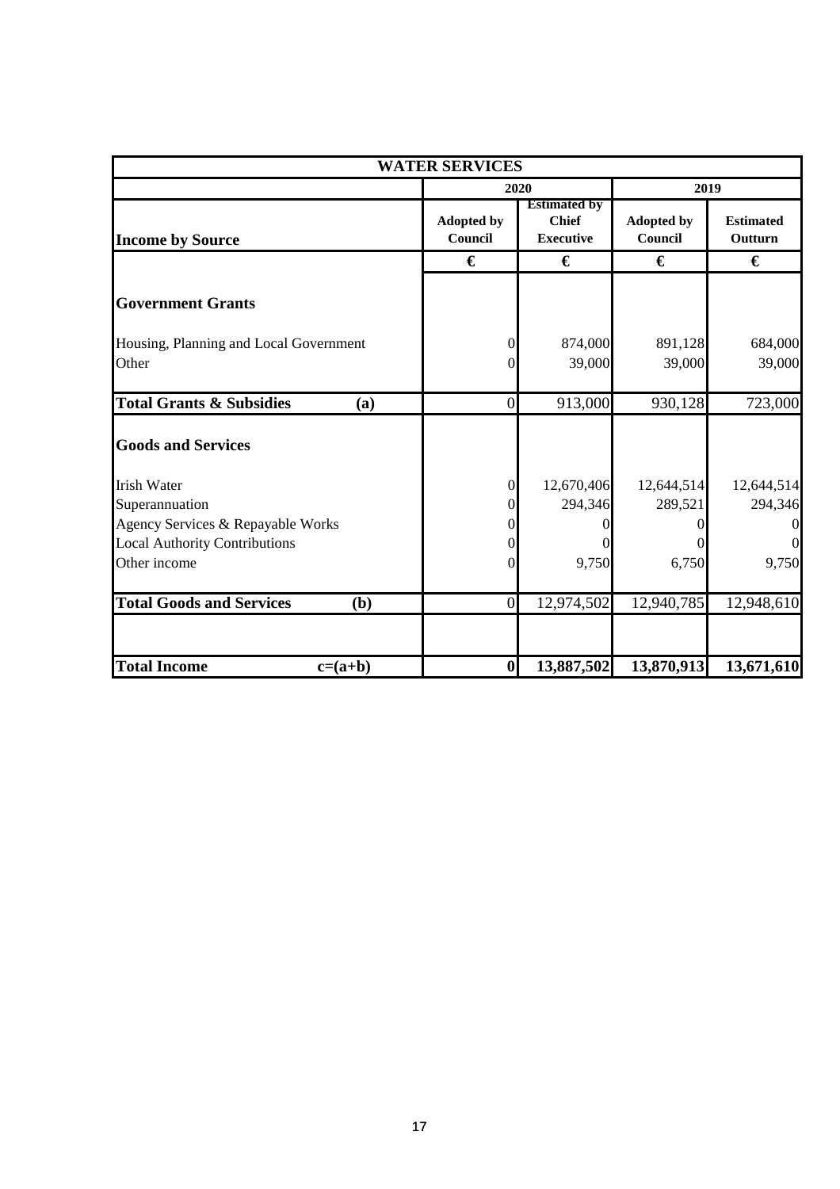| WATER SERVICES | | | | |
|---|---|---|---|---|
| | 2020 | | 2019 | |
| **Income by Source** | **Adopted by Council** | **Estimated by Chief Executive** | **Adopted by Council** | **Estimated Outturn** |
| | **€** | **€** | **€** | **€** |
| **Government Grants** | | | | |
| Housing, Planning and Local Government | 0 | 874,000 | 891,128 | 684,000 |
| Other | 0 | 39,000 | 39,000 | 39,000 |
| **Total Grants & Subsidies (a)** | 0 | 913,000 | 930,128 | 723,000 |
| **Goods and Services** | | | | |
| Irish Water | 0 | 12,670,406 | 12,644,514 | 12,644,514 |
| Superannuation | 0 | 294,346 | 289,521 | 294,346 |
| Agency Services & Repayable Works | 0 | 0 | 0 | 0 |
| Local Authority Contributions | 0 | 0 | 0 | 0 |
| Other income | 0 | 9,750 | 6,750 | 9,750 |
| **Total Goods and Services (b)** | 0 | 12,974,502 | 12,940,785 | 12,948,610 |
| **Total Income c=(a+b)** | **0** | **13,887,502** | **13,870,913** | **13,671,610** |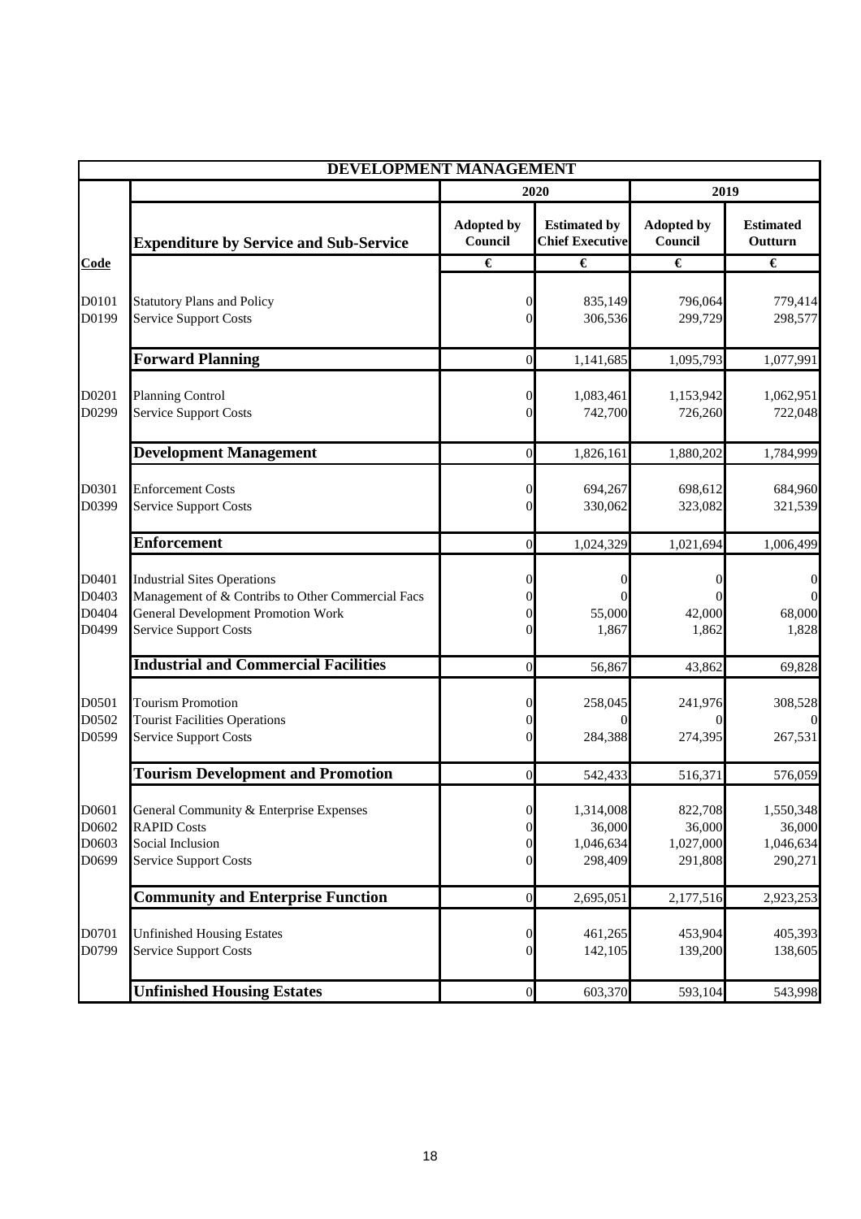## DEVELOPMENT MANAGEMENT

| Code | Expenditure by Service and Sub-Service | 2020 | | 2019 | |
|---|---|---|---|---|---|
| | | Adopted by Council | Estimated by Chief Executive | Adopted by Council | Estimated Outturn |
| | | € | € | € | € |
| D0101 | Statutory Plans and Policy | 0 | 835,149 | 796,064 | 779,414 |
| D0199 | Service Support Costs | 0 | 306,536 | 299,729 | 298,577 |
| | **Forward Planning** | 0 | 1,141,685 | 1,095,793 | 1,077,991 |
| D0201 | Planning Control | 0 | 1,083,461 | 1,153,942 | 1,062,951 |
| D0299 | Service Support Costs | 0 | 742,700 | 726,260 | 722,048 |
| | **Development Management** | 0 | 1,826,161 | 1,880,202 | 1,784,999 |
| D0301 | Enforcement Costs | 0 | 694,267 | 698,612 | 684,960 |
| D0399 | Service Support Costs | 0 | 330,062 | 323,082 | 321,539 |
| | **Enforcement** | 0 | 1,024,329 | 1,021,694 | 1,006,499 |
| D0401 | Industrial Sites Operations | 0 | 0 | 0 | 0 |
| D0403 | Management of & Contribs to Other Commercial Facs | 0 | 0 | 0 | 0 |
| D0404 | General Development Promotion Work | 0 | 55,000 | 42,000 | 68,000 |
| D0499 | Service Support Costs | 0 | 1,867 | 1,862 | 1,828 |
| | **Industrial and Commercial Facilities** | 0 | 56,867 | 43,862 | 69,828 |
| D0501 | Tourism Promotion | 0 | 258,045 | 241,976 | 308,528 |
| D0502 | Tourist Facilities Operations | 0 | 0 | 0 | 0 |
| D0599 | Service Support Costs | 0 | 284,388 | 274,395 | 267,531 |
| | **Tourism Development and Promotion** | 0 | 542,433 | 516,371 | 576,059 |
| D0601 | General Community & Enterprise Expenses | 0 | 1,314,008 | 822,708 | 1,550,348 |
| D0602 | RAPID Costs | 0 | 36,000 | 36,000 | 36,000 |
| D0603 | Social Inclusion | 0 | 1,046,634 | 1,027,000 | 1,046,634 |
| D0699 | Service Support Costs | 0 | 298,409 | 291,808 | 290,271 |
| | **Community and Enterprise Function** | 0 | 2,695,051 | 2,177,516 | 2,923,253 |
| D0701 | Unfinished Housing Estates | 0 | 461,265 | 453,904 | 405,393 |
| D0799 | Service Support Costs | 0 | 142,105 | 139,200 | 138,605 |
| | **Unfinished Housing Estates** | 0 | 603,370 | 593,104 | 543,998 |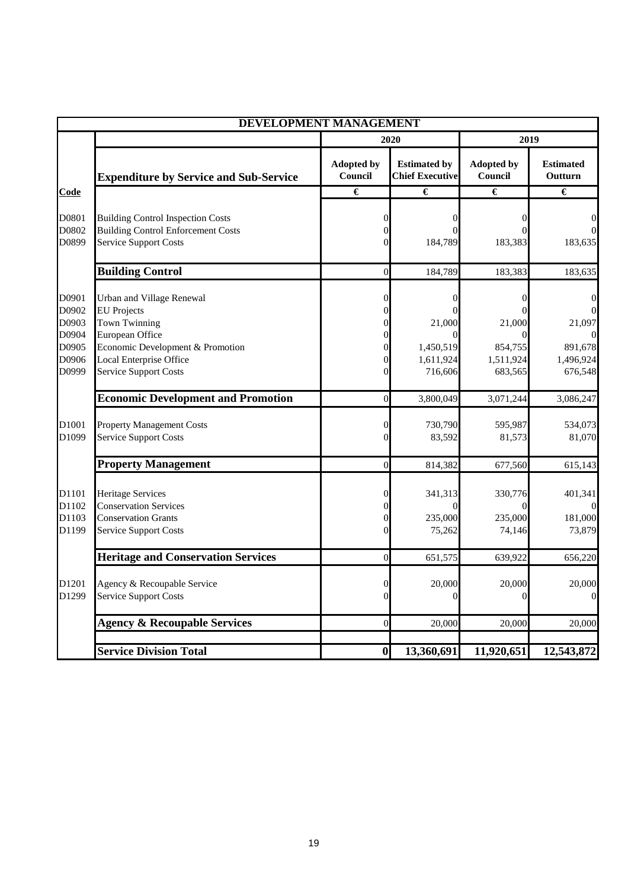# DEVELOPMENT MANAGEMENT

| Code | Expenditure by Service and Sub-Service | 2020 Adopted by Council | 2020 Estimated by Chief Executive | 2019 Adopted by Council | 2019 Estimated Outturn |
|---|---|---|---|---|---|
| | | € | € | € | € |
| D0801 | Building Control Inspection Costs | 0 | 0 | 0 | 0 |
| D0802 | Building Control Enforcement Costs | 0 | 0 | 0 | 0 |
| D0899 | Service Support Costs | 0 | 184,789 | 183,383 | 183,635 |
| | **Building Control** | 0 | 184,789 | 183,383 | 183,635 |
| D0901 | Urban and Village Renewal | 0 | 0 | 0 | 0 |
| D0902 | EU Projects | 0 | 0 | 0 | 0 |
| D0903 | Town Twinning | 0 | 21,000 | 21,000 | 21,097 |
| D0904 | European Office | 0 | 0 | 0 | 0 |
| D0905 | Economic Development & Promotion | 0 | 1,450,519 | 854,755 | 891,678 |
| D0906 | Local Enterprise Office | 0 | 1,611,924 | 1,511,924 | 1,496,924 |
| D0999 | Service Support Costs | 0 | 716,606 | 683,565 | 676,548 |
| | **Economic Development and Promotion** | 0 | 3,800,049 | 3,071,244 | 3,086,247 |
| D1001 | Property Management Costs | 0 | 730,790 | 595,987 | 534,073 |
| D1099 | Service Support Costs | 0 | 83,592 | 81,573 | 81,070 |
| | **Property Management** | 0 | 814,382 | 677,560 | 615,143 |
| D1101 | Heritage Services | 0 | 341,313 | 330,776 | 401,341 |
| D1102 | Conservation Services | 0 | 0 | 0 | 0 |
| D1103 | Conservation Grants | 0 | 235,000 | 235,000 | 181,000 |
| D1199 | Service Support Costs | 0 | 75,262 | 74,146 | 73,879 |
| | **Heritage and Conservation Services** | 0 | 651,575 | 639,922 | 656,220 |
| D1201 | Agency & Recoupable Service | 0 | 20,000 | 20,000 | 20,000 |
| D1299 | Service Support Costs | 0 | 0 | 0 | 0 |
| | **Agency & Recoupable Services** | 0 | 20,000 | 20,000 | 20,000 |
| | **Service Division Total** | **0** | **13,360,691** | **11,920,651** | **12,543,872** |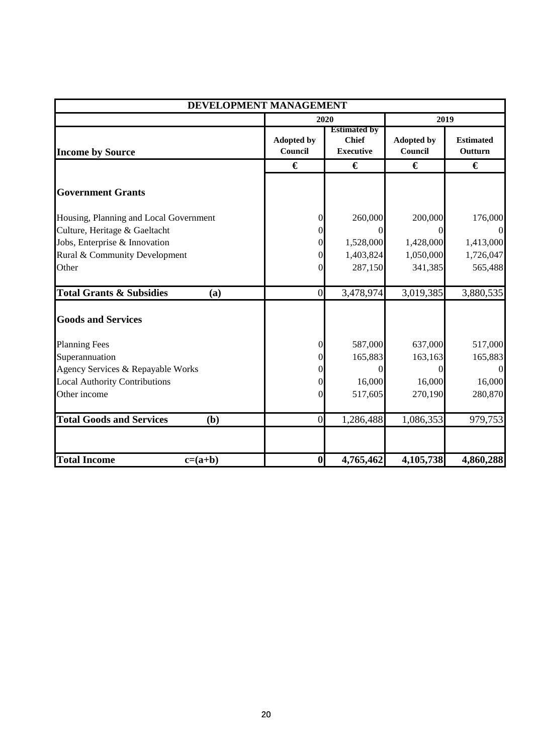| DEVELOPMENT MANAGEMENT | | | | |
|---|---|---|---|---|
| | 2020 | | 2019 | |
| **Income by Source** | **Adopted by Council** | **Estimated by Chief Executive** | **Adopted by Council** | **Estimated Outturn** |
| | **€** | **€** | **€** | **€** |
| **Government Grants** | | | | |
| Housing, Planning and Local Government | 0 | 260,000 | 200,000 | 176,000 |
| Culture, Heritage & Gaeltacht | 0 | 0 | 0 | 0 |
| Jobs, Enterprise & Innovation | 0 | 1,528,000 | 1,428,000 | 1,413,000 |
| Rural & Community Development | 0 | 1,403,824 | 1,050,000 | 1,726,047 |
| Other | 0 | 287,150 | 341,385 | 565,488 |
| **Total Grants & Subsidies (a)** | 0 | 3,478,974 | 3,019,385 | 3,880,535 |
| **Goods and Services** | | | | |
| Planning Fees | 0 | 587,000 | 637,000 | 517,000 |
| Superannuation | 0 | 165,883 | 163,163 | 165,883 |
| Agency Services & Repayable Works | 0 | 0 | 0 | 0 |
| Local Authority Contributions | 0 | 16,000 | 16,000 | 16,000 |
| Other income | 0 | 517,605 | 270,190 | 280,870 |
| **Total Goods and Services (b)** | 0 | 1,286,488 | 1,086,353 | 979,753 |
| **Total Income c=(a+b)** | **0** | **4,765,462** | **4,105,738** | **4,860,288** |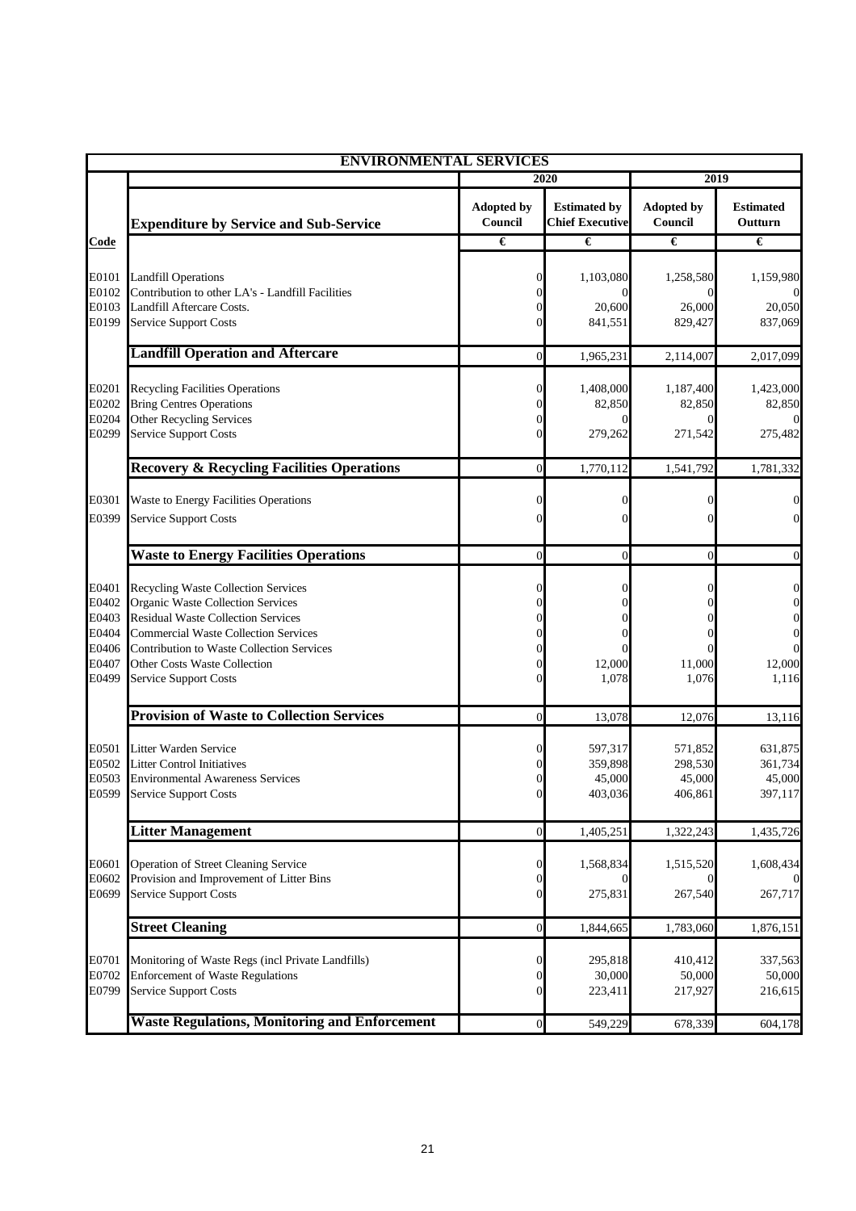| ENVIRONMENTAL SERVICES | | | | | |
|---|---|---|---|---|---|
| | | 2020 | | 2019 | |
| | Expenditure by Service and Sub-Service | Adopted by Council | Estimated by Chief Executive | Adopted by Council | Estimated Outturn |
| Code | | € | € | € | € |
| E0101 | Landfill Operations | 0 | 1,103,080 | 1,258,580 | 1,159,980 |
| E0102 | Contribution to other LA's - Landfill Facilities | 0 | 0 | 0 | 0 |
| E0103 | Landfill Aftercare Costs. | 0 | 20,600 | 26,000 | 20,050 |
| E0199 | Service Support Costs | 0 | 841,551 | 829,427 | 837,069 |
| | **Landfill Operation and Aftercare** | 0 | 1,965,231 | 2,114,007 | 2,017,099 |
| E0201 | Recycling Facilities Operations | 0 | 1,408,000 | 1,187,400 | 1,423,000 |
| E0202 | Bring Centres Operations | 0 | 82,850 | 82,850 | 82,850 |
| E0204 | Other Recycling Services | 0 | 0 | 0 | 0 |
| E0299 | Service Support Costs | 0 | 279,262 | 271,542 | 275,482 |
| | **Recovery & Recycling Facilities Operations** | 0 | 1,770,112 | 1,541,792 | 1,781,332 |
| E0301 | Waste to Energy Facilities Operations | 0 | 0 | 0 | 0 |
| E0399 | Service Support Costs | 0 | 0 | 0 | 0 |
| | **Waste to Energy Facilities Operations** | 0 | 0 | 0 | 0 |
| E0401 | Recycling Waste Collection Services | 0 | 0 | 0 | 0 |
| E0402 | Organic Waste Collection Services | 0 | 0 | 0 | 0 |
| E0403 | Residual Waste Collection Services | 0 | 0 | 0 | 0 |
| E0404 | Commercial Waste Collection Services | 0 | 0 | 0 | 0 |
| E0406 | Contribution to Waste Collection Services | 0 | 0 | 0 | 0 |
| E0407 | Other Costs Waste Collection | 0 | 12,000 | 11,000 | 12,000 |
| E0499 | Service Support Costs | 0 | 1,078 | 1,076 | 1,116 |
| | **Provision of Waste to Collection Services** | 0 | 13,078 | 12,076 | 13,116 |
| E0501 | Litter Warden Service | 0 | 597,317 | 571,852 | 631,875 |
| E0502 | Litter Control Initiatives | 0 | 359,898 | 298,530 | 361,734 |
| E0503 | Environmental Awareness Services | 0 | 45,000 | 45,000 | 45,000 |
| E0599 | Service Support Costs | 0 | 403,036 | 406,861 | 397,117 |
| | **Litter Management** | 0 | 1,405,251 | 1,322,243 | 1,435,726 |
| E0601 | Operation of Street Cleaning Service | 0 | 1,568,834 | 1,515,520 | 1,608,434 |
| E0602 | Provision and Improvement of Litter Bins | 0 | 0 | 0 | 0 |
| E0699 | Service Support Costs | 0 | 275,831 | 267,540 | 267,717 |
| | **Street Cleaning** | 0 | 1,844,665 | 1,783,060 | 1,876,151 |
| E0701 | Monitoring of Waste Regs (incl Private Landfills) | 0 | 295,818 | 410,412 | 337,563 |
| E0702 | Enforcement of Waste Regulations | 0 | 30,000 | 50,000 | 50,000 |
| E0799 | Service Support Costs | 0 | 223,411 | 217,927 | 216,615 |
| | **Waste Regulations, Monitoring and Enforcement** | 0 | 549,229 | 678,339 | 604,178 |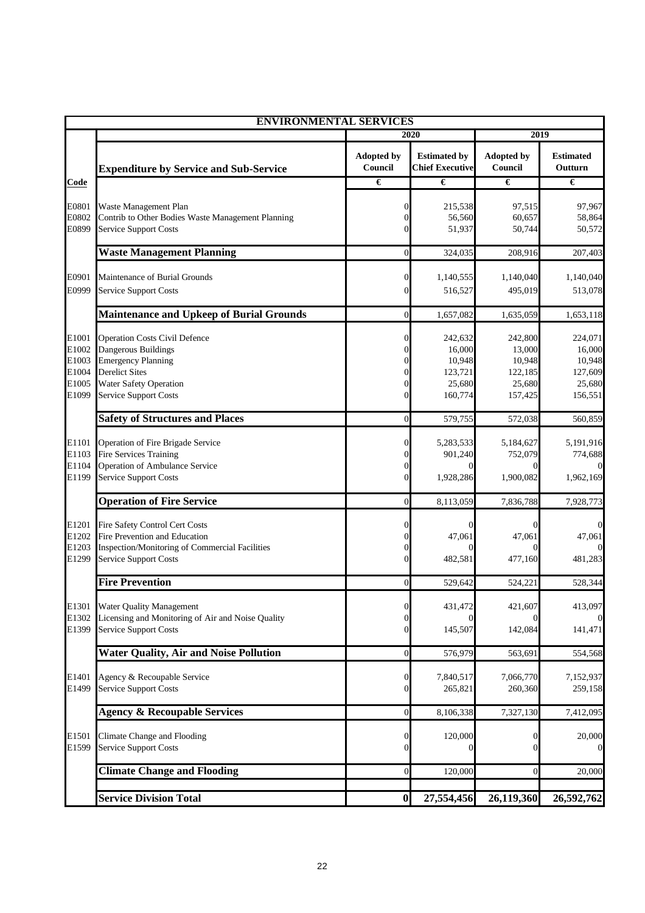| ENVIRONMENTAL SERVICES | | | | | |
|---|---|---|---|---|---|
| | | 2020 | | 2019 | |
| | **Expenditure by Service and Sub-Service** | **Adopted by Council** | **Estimated by Chief Executive** | **Adopted by Council** | **Estimated Outturn** |
| **Code** | | **€** | **€** | **€** | **€** |
| E0801 | Waste Management Plan | 0 | 215,538 | 97,515 | 97,967 |
| E0802 | Contrib to Other Bodies Waste Management Planning | 0 | 56,560 | 60,657 | 58,864 |
| E0899 | Service Support Costs | 0 | 51,937 | 50,744 | 50,572 |
| | **Waste Management Planning** | 0 | 324,035 | 208,916 | 207,403 |
| E0901 | Maintenance of Burial Grounds | 0 | 1,140,555 | 1,140,040 | 1,140,040 |
| E0999 | Service Support Costs | 0 | 516,527 | 495,019 | 513,078 |
| | **Maintenance and Upkeep of Burial Grounds** | 0 | 1,657,082 | 1,635,059 | 1,653,118 |
| E1001 | Operation Costs Civil Defence | 0 | 242,632 | 242,800 | 224,071 |
| E1002 | Dangerous Buildings | 0 | 16,000 | 13,000 | 16,000 |
| E1003 | Emergency Planning | 0 | 10,948 | 10,948 | 10,948 |
| E1004 | Derelict Sites | 0 | 123,721 | 122,185 | 127,609 |
| E1005 | Water Safety Operation | 0 | 25,680 | 25,680 | 25,680 |
| E1099 | Service Support Costs | 0 | 160,774 | 157,425 | 156,551 |
| | **Safety of Structures and Places** | 0 | 579,755 | 572,038 | 560,859 |
| E1101 | Operation of Fire Brigade Service | 0 | 5,283,533 | 5,184,627 | 5,191,916 |
| E1103 | Fire Services Training | 0 | 901,240 | 752,079 | 774,688 |
| E1104 | Operation of Ambulance Service | 0 | 0 | 0 | 0 |
| E1199 | Service Support Costs | 0 | 1,928,286 | 1,900,082 | 1,962,169 |
| | **Operation of Fire Service** | 0 | 8,113,059 | 7,836,788 | 7,928,773 |
| E1201 | Fire Safety Control Cert Costs | 0 | 0 | 0 | 0 |
| E1202 | Fire Prevention and Education | 0 | 47,061 | 47,061 | 47,061 |
| E1203 | Inspection/Monitoring of Commercial Facilities | 0 | 0 | 0 | 0 |
| E1299 | Service Support Costs | 0 | 482,581 | 477,160 | 481,283 |
| | **Fire Prevention** | 0 | 529,642 | 524,221 | 528,344 |
| E1301 | Water Quality Management | 0 | 431,472 | 421,607 | 413,097 |
| E1302 | Licensing and Monitoring of Air and Noise Quality | 0 | 0 | 0 | 0 |
| E1399 | Service Support Costs | 0 | 145,507 | 142,084 | 141,471 |
| | **Water Quality, Air and Noise Pollution** | 0 | 576,979 | 563,691 | 554,568 |
| E1401 | Agency & Recoupable Service | 0 | 7,840,517 | 7,066,770 | 7,152,937 |
| E1499 | Service Support Costs | 0 | 265,821 | 260,360 | 259,158 |
| | **Agency & Recoupable Services** | 0 | 8,106,338 | 7,327,130 | 7,412,095 |
| E1501 | Climate Change and Flooding | 0 | 120,000 | 0 | 20,000 |
| E1599 | Service Support Costs | 0 | 0 | 0 | 0 |
| | **Climate Change and Flooding** | 0 | 120,000 | 0 | 20,000 |
| | **Service Division Total** | **0** | **27,554,456** | **26,119,360** | **26,592,762** |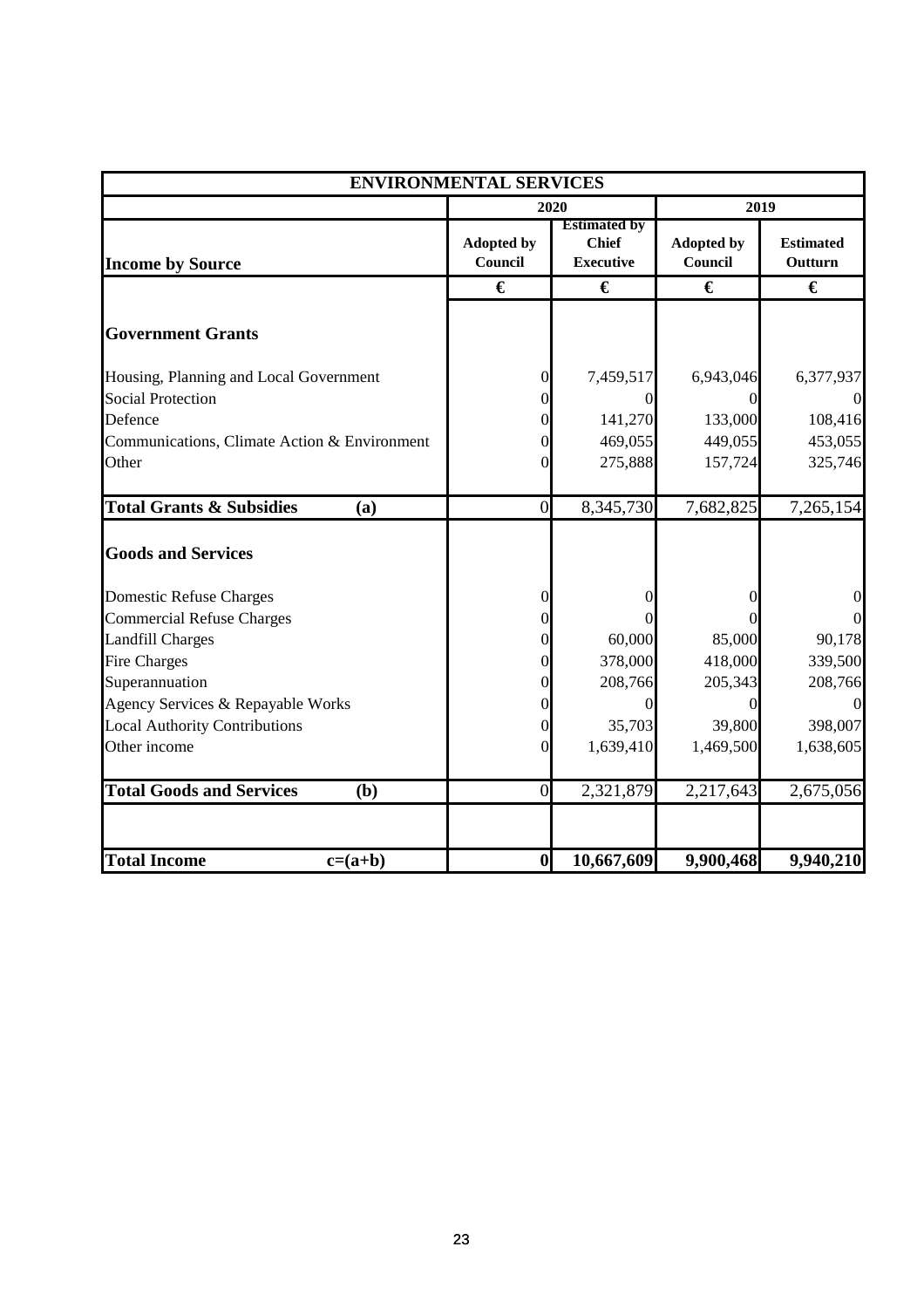| ENVIRONMENTAL SERVICES | | | | |
|---|---|---|---|---|
| | 2020 | | 2019 | |
| **Income by Source** | Adopted by Council | Estimated by Chief Executive | Adopted by Council | Estimated Outturn |
| | € | € | € | € |
| **Government Grants** | | | | |
| Housing, Planning and Local Government | 0 | 7,459,517 | 6,943,046 | 6,377,937 |
| Social Protection | 0 | 0 | 0 | 0 |
| Defence | 0 | 141,270 | 133,000 | 108,416 |
| Communications, Climate Action & Environment | 0 | 469,055 | 449,055 | 453,055 |
| Other | 0 | 275,888 | 157,724 | 325,746 |
| **Total Grants & Subsidies (a)** | 0 | 8,345,730 | 7,682,825 | 7,265,154 |
| **Goods and Services** | | | | |
| Domestic Refuse Charges | 0 | 0 | 0 | 0 |
| Commercial Refuse Charges | 0 | 0 | 0 | 0 |
| Landfill Charges | 0 | 60,000 | 85,000 | 90,178 |
| Fire Charges | 0 | 378,000 | 418,000 | 339,500 |
| Superannuation | 0 | 208,766 | 205,343 | 208,766 |
| Agency Services & Repayable Works | 0 | 0 | 0 | 0 |
| Local Authority Contributions | 0 | 35,703 | 39,800 | 398,007 |
| Other income | 0 | 1,639,410 | 1,469,500 | 1,638,605 |
| **Total Goods and Services (b)** | 0 | 2,321,879 | 2,217,643 | 2,675,056 |
| **Total Income c=(a+b)** | **0** | **10,667,609** | **9,900,468** | **9,940,210** |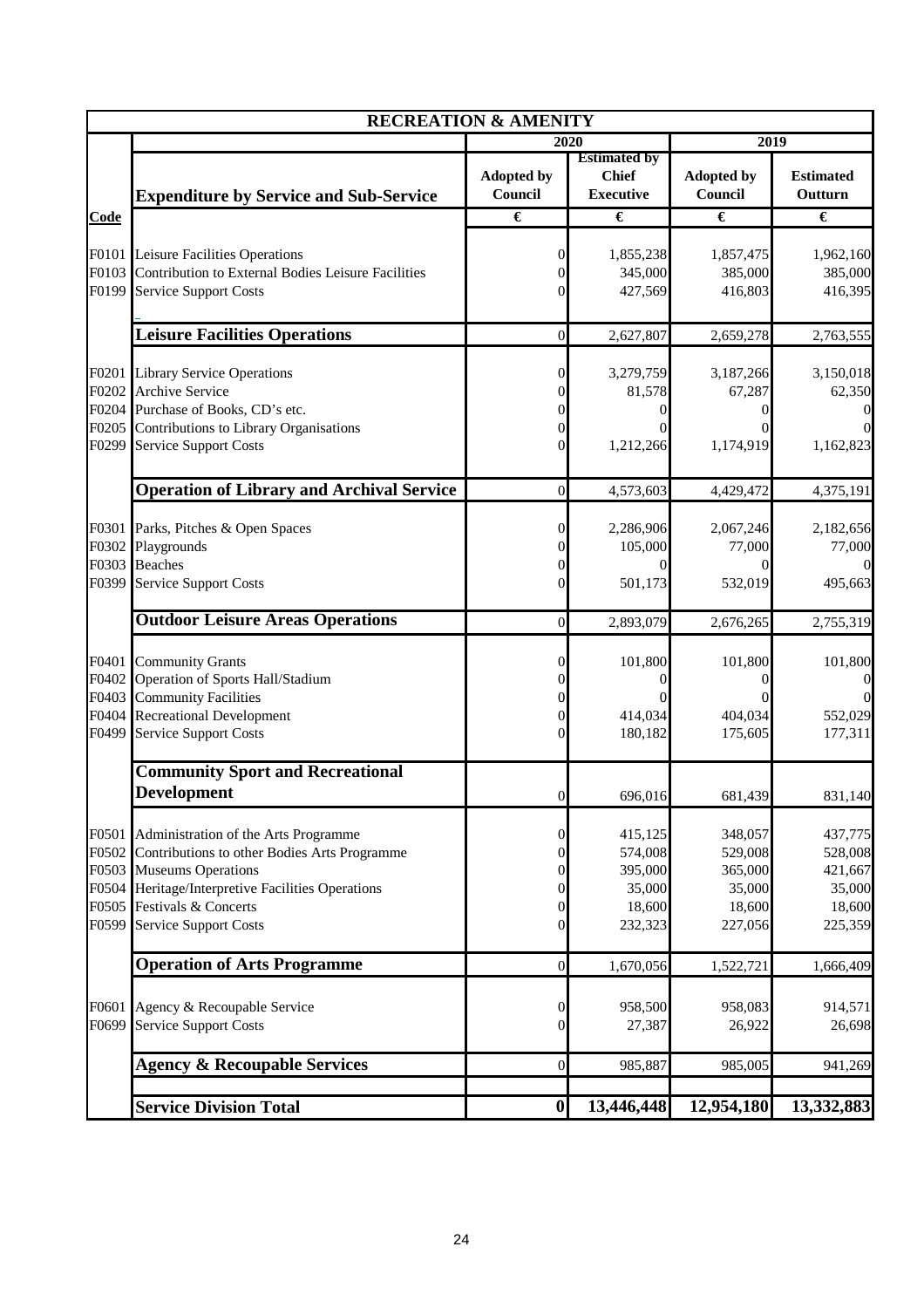| RECREATION & AMENITY | | | | | |
|---|---|---|---|---|---|
| | | 2020 | | 2019 | |
| | **Expenditure by Service and Sub-Service** | **Adopted by Council** | **Estimated by Chief Executive** | **Adopted by Council** | **Estimated Outturn** |
| **Code** | | **€** | **€** | **€** | **€** |
| F0101 | Leisure Facilities Operations | 0 | 1,855,238 | 1,857,475 | 1,962,160 |
| F0103 | Contribution to External Bodies Leisure Facilities | 0 | 345,000 | 385,000 | 385,000 |
| F0199 | Service Support Costs | 0 | 427,569 | 416,803 | 416,395 |
| | **Leisure Facilities Operations** | 0 | 2,627,807 | 2,659,278 | 2,763,555 |
| F0201 | Library Service Operations | 0 | 3,279,759 | 3,187,266 | 3,150,018 |
| F0202 | Archive Service | 0 | 81,578 | 67,287 | 62,350 |
| F0204 | Purchase of Books, CD's etc. | 0 | 0 | 0 | 0 |
| F0205 | Contributions to Library Organisations | 0 | 0 | 0 | 0 |
| F0299 | Service Support Costs | 0 | 1,212,266 | 1,174,919 | 1,162,823 |
| | **Operation of Library and Archival Service** | 0 | 4,573,603 | 4,429,472 | 4,375,191 |
| F0301 | Parks, Pitches & Open Spaces | 0 | 2,286,906 | 2,067,246 | 2,182,656 |
| F0302 | Playgrounds | 0 | 105,000 | 77,000 | 77,000 |
| F0303 | Beaches | 0 | 0 | 0 | 0 |
| F0399 | Service Support Costs | 0 | 501,173 | 532,019 | 495,663 |
| | **Outdoor Leisure Areas Operations** | 0 | 2,893,079 | 2,676,265 | 2,755,319 |
| F0401 | Community Grants | 0 | 101,800 | 101,800 | 101,800 |
| F0402 | Operation of Sports Hall/Stadium | 0 | 0 | 0 | 0 |
| F0403 | Community Facilities | 0 | 0 | 0 | 0 |
| F0404 | Recreational Development | 0 | 414,034 | 404,034 | 552,029 |
| F0499 | Service Support Costs | 0 | 180,182 | 175,605 | 177,311 |
| | **Community Sport and Recreational Development** | 0 | 696,016 | 681,439 | 831,140 |
| F0501 | Administration of the Arts Programme | 0 | 415,125 | 348,057 | 437,775 |
| F0502 | Contributions to other Bodies Arts Programme | 0 | 574,008 | 529,008 | 528,008 |
| F0503 | Museums Operations | 0 | 395,000 | 365,000 | 421,667 |
| F0504 | Heritage/Interpretive Facilities Operations | 0 | 35,000 | 35,000 | 35,000 |
| F0505 | Festivals & Concerts | 0 | 18,600 | 18,600 | 18,600 |
| F0599 | Service Support Costs | 0 | 232,323 | 227,056 | 225,359 |
| | **Operation of Arts Programme** | 0 | 1,670,056 | 1,522,721 | 1,666,409 |
| F0601 | Agency & Recoupable Service | 0 | 958,500 | 958,083 | 914,571 |
| F0699 | Service Support Costs | 0 | 27,387 | 26,922 | 26,698 |
| | **Agency & Recoupable Services** | 0 | 985,887 | 985,005 | 941,269 |
| | **Service Division Total** | **0** | **13,446,448** | **12,954,180** | **13,332,883** |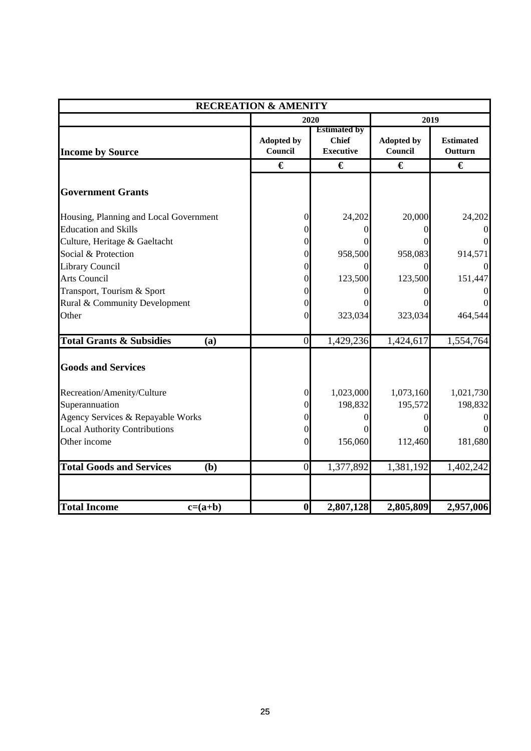| RECREATION & AMENITY | | | | |
|---|---|---|---|---|
| | 2020 | | 2019 | |
| **Income by Source** | **Adopted by Council** | **Estimated by Chief Executive** | **Adopted by Council** | **Estimated Outturn** |
| | € | € | € | € |
| **Government Grants** | | | | |
| Housing, Planning and Local Government | 0 | 24,202 | 20,000 | 24,202 |
| Education and Skills | 0 | 0 | 0 | 0 |
| Culture, Heritage & Gaeltacht | 0 | 0 | 0 | 0 |
| Social & Protection | 0 | 958,500 | 958,083 | 914,571 |
| Library Council | 0 | 0 | 0 | 0 |
| Arts Council | 0 | 123,500 | 123,500 | 151,447 |
| Transport, Tourism & Sport | 0 | 0 | 0 | 0 |
| Rural & Community Development | 0 | 0 | 0 | 0 |
| Other | 0 | 323,034 | 323,034 | 464,544 |
| **Total Grants & Subsidies (a)** | 0 | 1,429,236 | 1,424,617 | 1,554,764 |
| **Goods and Services** | | | | |
| Recreation/Amenity/Culture | 0 | 1,023,000 | 1,073,160 | 1,021,730 |
| Superannuation | 0 | 198,832 | 195,572 | 198,832 |
| Agency Services & Repayable Works | 0 | 0 | 0 | 0 |
| Local Authority Contributions | 0 | 0 | 0 | 0 |
| Other income | 0 | 156,060 | 112,460 | 181,680 |
| **Total Goods and Services (b)** | 0 | 1,377,892 | 1,381,192 | 1,402,242 |
| **Total Income c=(a+b)** | **0** | **2,807,128** | **2,805,809** | **2,957,006** |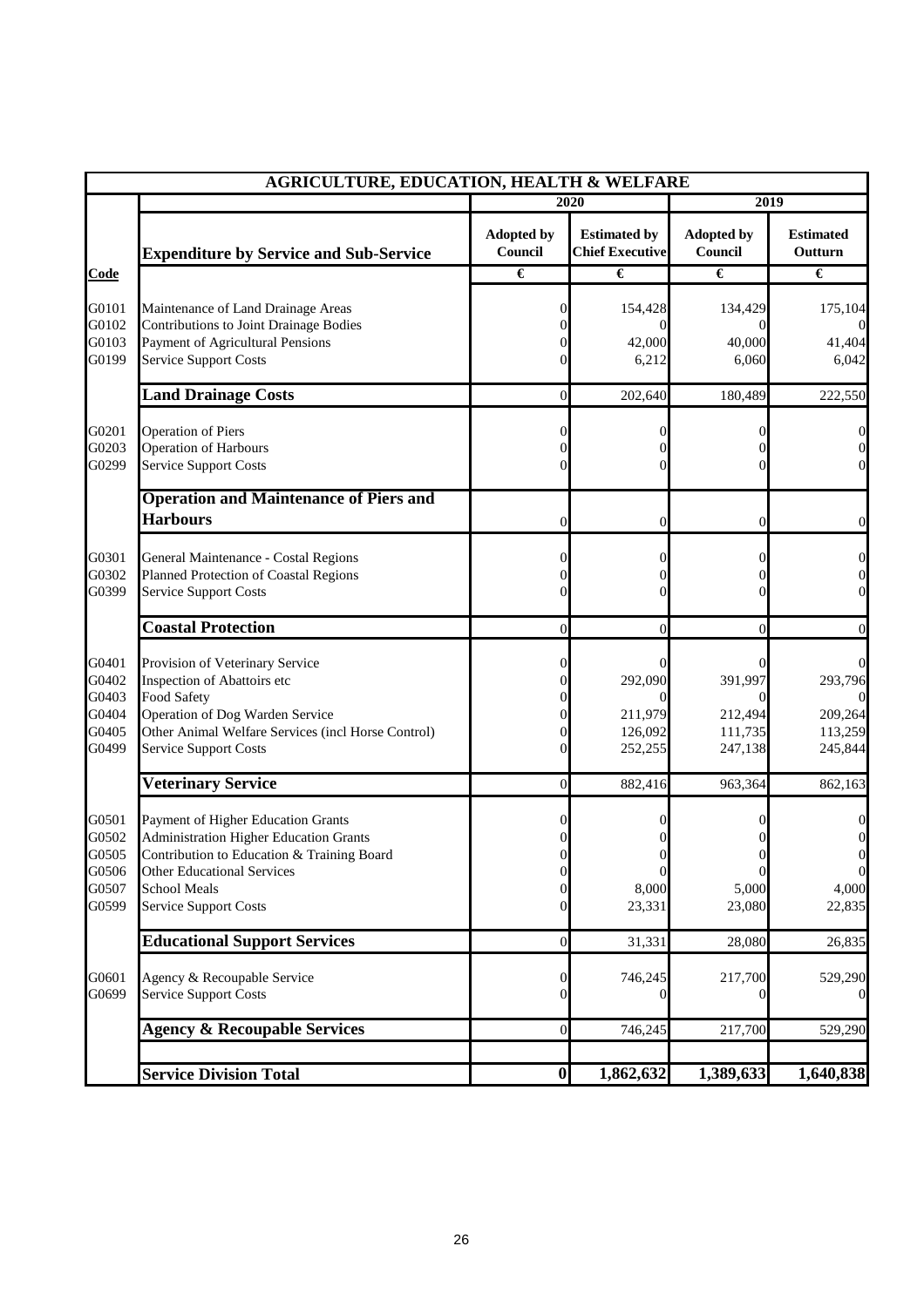| AGRICULTURE, EDUCATION, HEALTH & WELFARE | | | | | |
|---|---|---|---|---|---|
| | | 2020 | | 2019 | |
| | **Expenditure by Service and Sub-Service** | **Adopted by Council** | **Estimated by Chief Executive** | **Adopted by Council** | **Estimated Outturn** |
| **Code** | | **€** | **€** | **€** | **€** |
| G0101 | Maintenance of Land Drainage Areas | 0 | 154,428 | 134,429 | 175,104 |
| G0102 | Contributions to Joint Drainage Bodies | 0 | 0 | 0 | 0 |
| G0103 | Payment of Agricultural Pensions | 0 | 42,000 | 40,000 | 41,404 |
| G0199 | Service Support Costs | 0 | 6,212 | 6,060 | 6,042 |
| | **Land Drainage Costs** | 0 | 202,640 | 180,489 | 222,550 |
| G0201 | Operation of Piers | 0 | 0 | 0 | 0 |
| G0203 | Operation of Harbours | 0 | 0 | 0 | 0 |
| G0299 | Service Support Costs | 0 | 0 | 0 | 0 |
| | **Operation and Maintenance of Piers and Harbours** | 0 | 0 | 0 | 0 |
| G0301 | General Maintenance - Costal Regions | 0 | 0 | 0 | 0 |
| G0302 | Planned Protection of Coastal Regions | 0 | 0 | 0 | 0 |
| G0399 | Service Support Costs | 0 | 0 | 0 | 0 |
| | **Coastal Protection** | 0 | 0 | 0 | 0 |
| G0401 | Provision of Veterinary Service | 0 | 0 | 0 | 0 |
| G0402 | Inspection of Abattoirs etc | 0 | 292,090 | 391,997 | 293,796 |
| G0403 | Food Safety | 0 | 0 | 0 | 0 |
| G0404 | Operation of Dog Warden Service | 0 | 211,979 | 212,494 | 209,264 |
| G0405 | Other Animal Welfare Services (incl Horse Control) | 0 | 126,092 | 111,735 | 113,259 |
| G0499 | Service Support Costs | 0 | 252,255 | 247,138 | 245,844 |
| | **Veterinary Service** | 0 | 882,416 | 963,364 | 862,163 |
| G0501 | Payment of Higher Education Grants | 0 | 0 | 0 | 0 |
| G0502 | Administration Higher Education Grants | 0 | 0 | 0 | 0 |
| G0505 | Contribution to Education & Training Board | 0 | 0 | 0 | 0 |
| G0506 | Other Educational Services | 0 | 0 | 0 | 0 |
| G0507 | School Meals | 0 | 8,000 | 5,000 | 4,000 |
| G0599 | Service Support Costs | 0 | 23,331 | 23,080 | 22,835 |
| | **Educational Support Services** | 0 | 31,331 | 28,080 | 26,835 |
| G0601 | Agency & Recoupable Service | 0 | 746,245 | 217,700 | 529,290 |
| G0699 | Service Support Costs | 0 | 0 | 0 | 0 |
| | **Agency & Recoupable Services** | 0 | 746,245 | 217,700 | 529,290 |
| | **Service Division Total** | **0** | **1,862,632** | **1,389,633** | **1,640,838** |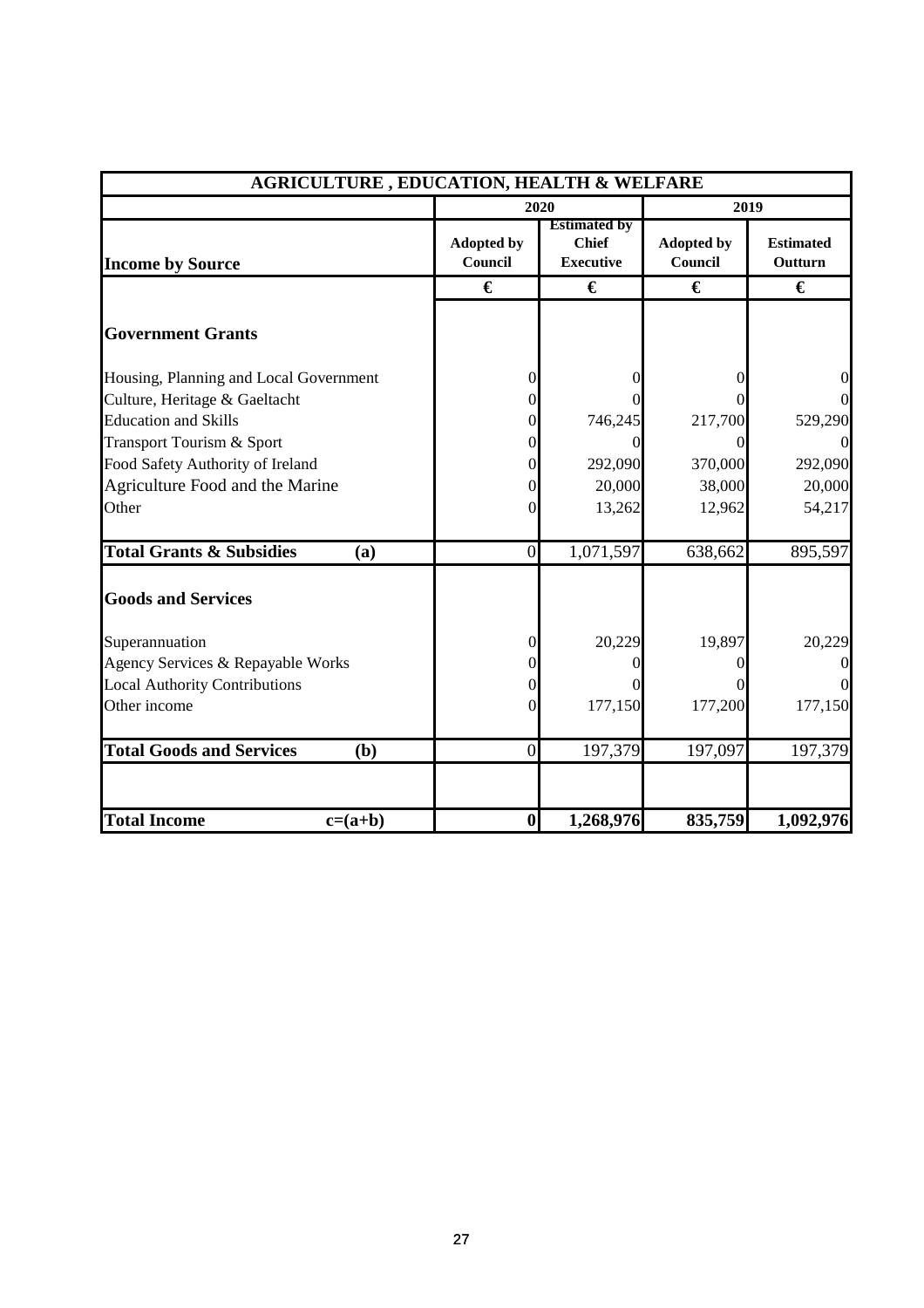| AGRICULTURE , EDUCATION, HEALTH & WELFARE | | | | |
|---|---|---|---|---|
| | 2020 | | 2019 | |
| **Income by Source** | Adopted by Council | Estimated by Chief Executive | Adopted by Council | Estimated Outturn |
| | € | € | € | € |
| **Government Grants** | | | | |
| Housing, Planning and Local Government | 0 | 0 | 0 | 0 |
| Culture, Heritage & Gaeltacht | 0 | 0 | 0 | 0 |
| Education and Skills | 0 | 746,245 | 217,700 | 529,290 |
| Transport Tourism & Sport | 0 | 0 | 0 | 0 |
| Food Safety Authority of Ireland | 0 | 292,090 | 370,000 | 292,090 |
| Agriculture Food and the Marine | 0 | 20,000 | 38,000 | 20,000 |
| Other | 0 | 13,262 | 12,962 | 54,217 |
| **Total Grants & Subsidies (a)** | 0 | 1,071,597 | 638,662 | 895,597 |
| **Goods and Services** | | | | |
| Superannuation | 0 | 20,229 | 19,897 | 20,229 |
| Agency Services & Repayable Works | 0 | 0 | 0 | 0 |
| Local Authority Contributions | 0 | 0 | 0 | 0 |
| Other income | 0 | 177,150 | 177,200 | 177,150 |
| **Total Goods and Services (b)** | 0 | 197,379 | 197,097 | 197,379 |
| **Total Income c=(a+b)** | **0** | **1,268,976** | **835,759** | **1,092,976** |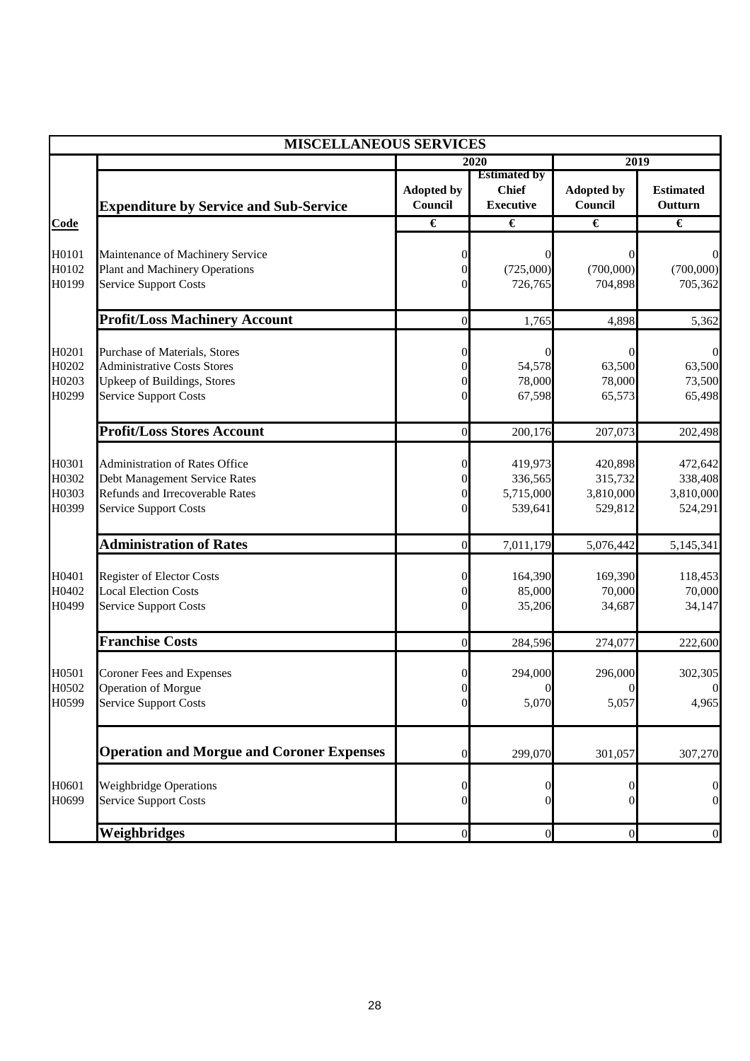| MISCELLANEOUS SERVICES | | | | | |
|---|---|---|---|---|---|
| | | 2020 | | 2019 | |
| | **Expenditure by Service and Sub-Service** | **Adopted by Council** | **Estimated by Chief Executive** | **Adopted by Council** | **Estimated Outturn** |
| **Code** | | **€** | **€** | **€** | **€** |
| H0101 | Maintenance of Machinery Service | 0 | 0 | 0 | 0 |
| H0102 | Plant and Machinery Operations | 0 | (725,000) | (700,000) | (700,000) |
| H0199 | Service Support Costs | 0 | 726,765 | 704,898 | 705,362 |
| | **Profit/Loss Machinery Account** | 0 | 1,765 | 4,898 | 5,362 |
| H0201 | Purchase of Materials, Stores | 0 | 0 | 0 | 0 |
| H0202 | Administrative Costs Stores | 0 | 54,578 | 63,500 | 63,500 |
| H0203 | Upkeep of Buildings, Stores | 0 | 78,000 | 78,000 | 73,500 |
| H0299 | Service Support Costs | 0 | 67,598 | 65,573 | 65,498 |
| | **Profit/Loss Stores Account** | 0 | 200,176 | 207,073 | 202,498 |
| H0301 | Administration of Rates Office | 0 | 419,973 | 420,898 | 472,642 |
| H0302 | Debt Management Service Rates | 0 | 336,565 | 315,732 | 338,408 |
| H0303 | Refunds and Irrecoverable Rates | 0 | 5,715,000 | 3,810,000 | 3,810,000 |
| H0399 | Service Support Costs | 0 | 539,641 | 529,812 | 524,291 |
| | **Administration of Rates** | 0 | 7,011,179 | 5,076,442 | 5,145,341 |
| H0401 | Register of Elector Costs | 0 | 164,390 | 169,390 | 118,453 |
| H0402 | Local Election Costs | 0 | 85,000 | 70,000 | 70,000 |
| H0499 | Service Support Costs | 0 | 35,206 | 34,687 | 34,147 |
| | **Franchise Costs** | 0 | 284,596 | 274,077 | 222,600 |
| H0501 | Coroner Fees and Expenses | 0 | 294,000 | 296,000 | 302,305 |
| H0502 | Operation of Morgue | 0 | 0 | 0 | 0 |
| H0599 | Service Support Costs | 0 | 5,070 | 5,057 | 4,965 |
| | **Operation and Morgue and Coroner Expenses** | 0 | 299,070 | 301,057 | 307,270 |
| H0601 | Weighbridge Operations | 0 | 0 | 0 | 0 |
| H0699 | Service Support Costs | 0 | 0 | 0 | 0 |
| | **Weighbridges** | 0 | 0 | 0 | 0 |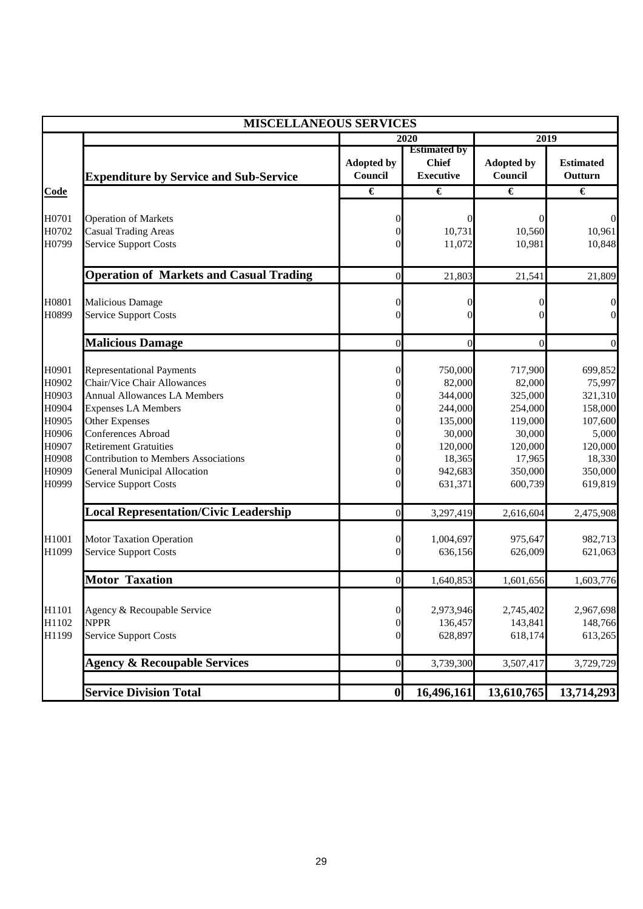| MISCELLANEOUS SERVICES | | | | | |
|---|---|---|---|---|---|
| | | 2020 | | 2019 | |
| | **Expenditure by Service and Sub-Service** | **Adopted by Council** | **Estimated by Chief Executive** | **Adopted by Council** | **Estimated Outturn** |
| **Code** | | **€** | **€** | **€** | **€** |
| H0701 | Operation of Markets | 0 | 0 | 0 | 0 |
| H0702 | Casual Trading Areas | 0 | 10,731 | 10,560 | 10,961 |
| H0799 | Service Support Costs | 0 | 11,072 | 10,981 | 10,848 |
| | **Operation of Markets and Casual Trading** | 0 | 21,803 | 21,541 | 21,809 |
| H0801 | Malicious Damage | 0 | 0 | 0 | 0 |
| H0899 | Service Support Costs | 0 | 0 | 0 | 0 |
| | **Malicious Damage** | 0 | 0 | 0 | 0 |
| H0901 | Representational Payments | 0 | 750,000 | 717,900 | 699,852 |
| H0902 | Chair/Vice Chair Allowances | 0 | 82,000 | 82,000 | 75,997 |
| H0903 | Annual Allowances LA Members | 0 | 344,000 | 325,000 | 321,310 |
| H0904 | Expenses LA Members | 0 | 244,000 | 254,000 | 158,000 |
| H0905 | Other Expenses | 0 | 135,000 | 119,000 | 107,600 |
| H0906 | Conferences Abroad | 0 | 30,000 | 30,000 | 5,000 |
| H0907 | Retirement Gratuities | 0 | 120,000 | 120,000 | 120,000 |
| H0908 | Contribution to Members Associations | 0 | 18,365 | 17,965 | 18,330 |
| H0909 | General Municipal Allocation | 0 | 942,683 | 350,000 | 350,000 |
| H0999 | Service Support Costs | 0 | 631,371 | 600,739 | 619,819 |
| | **Local Representation/Civic Leadership** | 0 | 3,297,419 | 2,616,604 | 2,475,908 |
| H1001 | Motor Taxation Operation | 0 | 1,004,697 | 975,647 | 982,713 |
| H1099 | Service Support Costs | 0 | 636,156 | 626,009 | 621,063 |
| | **Motor Taxation** | 0 | 1,640,853 | 1,601,656 | 1,603,776 |
| H1101 | Agency & Recoupable Service | 0 | 2,973,946 | 2,745,402 | 2,967,698 |
| H1102 | NPPR | 0 | 136,457 | 143,841 | 148,766 |
| H1199 | Service Support Costs | 0 | 628,897 | 618,174 | 613,265 |
| | **Agency & Recoupable Services** | 0 | 3,739,300 | 3,507,417 | 3,729,729 |
| | **Service Division Total** | **0** | **16,496,161** | **13,610,765** | **13,714,293** |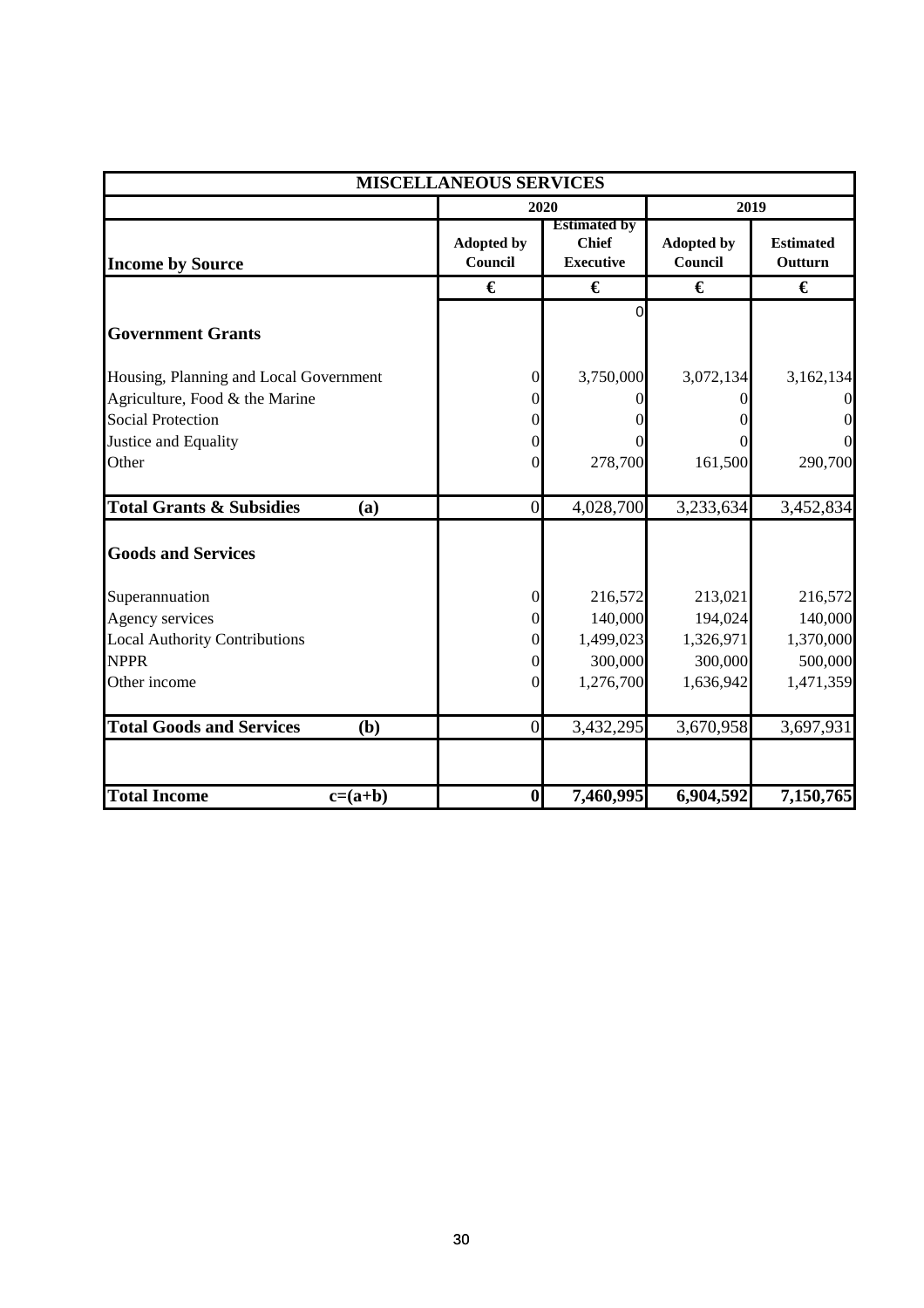| MISCELLANEOUS SERVICES | | | | |
|---|---|---|---|---|
| | 2020 | | 2019 | |
| **Income by Source** | Adopted by Council | Estimated by Chief Executive | Adopted by Council | Estimated Outturn |
| | € | € | € | € |
| | | 0 | | |
| **Government Grants** | | | | |
| Housing, Planning and Local Government | 0 | 3,750,000 | 3,072,134 | 3,162,134 |
| Agriculture, Food & the Marine | 0 | 0 | 0 | 0 |
| Social Protection | 0 | 0 | 0 | 0 |
| Justice and Equality | 0 | 0 | 0 | 0 |
| Other | 0 | 278,700 | 161,500 | 290,700 |
| **Total Grants & Subsidies (a)** | 0 | 4,028,700 | 3,233,634 | 3,452,834 |
| **Goods and Services** | | | | |
| Superannuation | 0 | 216,572 | 213,021 | 216,572 |
| Agency services | 0 | 140,000 | 194,024 | 140,000 |
| Local Authority Contributions | 0 | 1,499,023 | 1,326,971 | 1,370,000 |
| NPPR | 0 | 300,000 | 300,000 | 500,000 |
| Other income | 0 | 1,276,700 | 1,636,942 | 1,471,359 |
| **Total Goods and Services (b)** | 0 | 3,432,295 | 3,670,958 | 3,697,931 |
| **Total Income c=(a+b)** | **0** | **7,460,995** | **6,904,592** | **7,150,765** |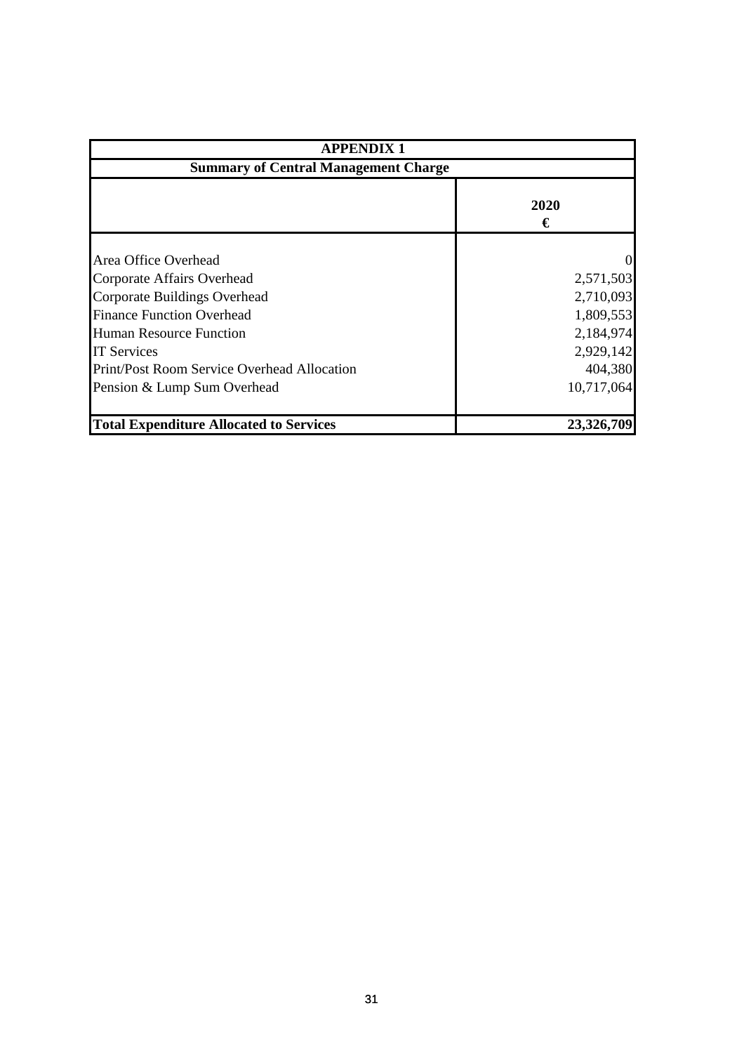## APPENDIX 1

### Summary of Central Management Charge

| | 2020 € |
|---|---|
| Area Office Overhead | 0 |
| Corporate Affairs Overhead | 2,571,503 |
| Corporate Buildings Overhead | 2,710,093 |
| Finance Function Overhead | 1,809,553 |
| Human Resource Function | 2,184,974 |
| IT Services | 2,929,142 |
| Print/Post Room Service Overhead Allocation | 404,380 |
| Pension & Lump Sum Overhead | 10,717,064 |
| **Total Expenditure Allocated to Services** | **23,326,709** |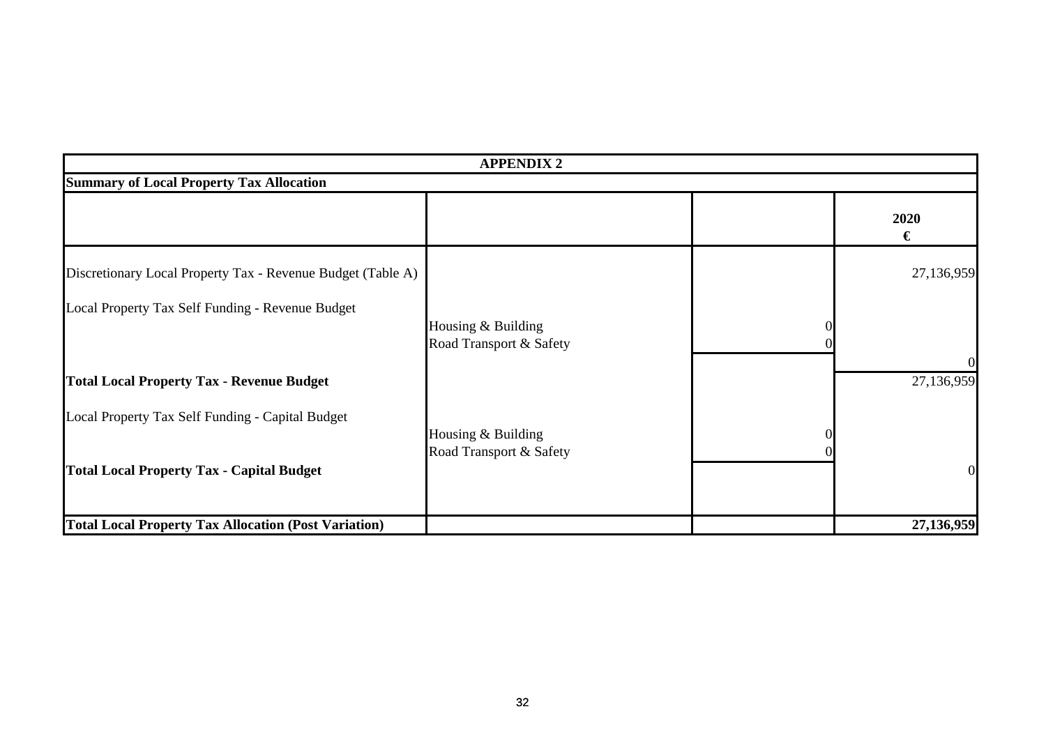## APPENDIX 2

**Summary of Local Property Tax Allocation**

| | | | 2020<br>€ |
|---|---|---|---|
| Discretionary Local Property Tax - Revenue Budget (Table A) | | | 27,136,959 |
| Local Property Tax Self Funding - Revenue Budget | | | |
| | Housing & Building | 0 | |
| | Road Transport & Safety | 0 | |
| | | | 0 |
| **Total Local Property Tax - Revenue Budget** | | | 27,136,959 |
| Local Property Tax Self Funding - Capital Budget | | | |
| | Housing & Building | 0 | |
| | Road Transport & Safety | 0 | |
| **Total Local Property Tax - Capital Budget** | | | 0 |
| **Total Local Property Tax Allocation (Post Variation)** | | | **27,136,959** |